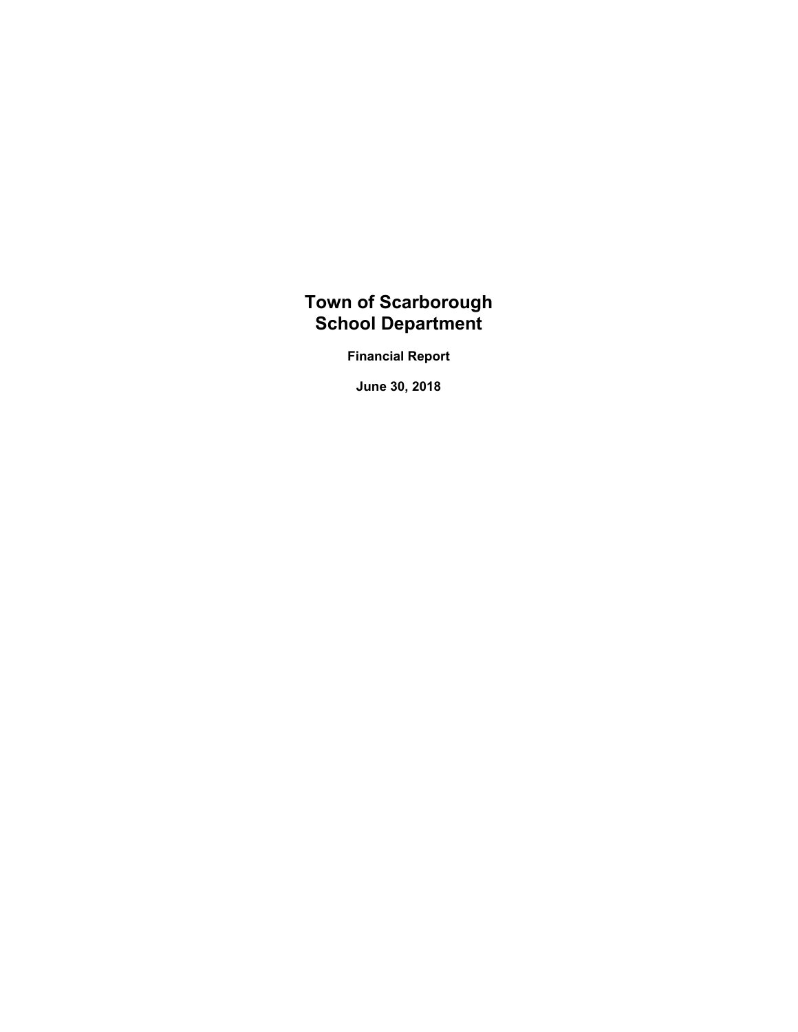# Town of Scarborough
# School Department

**Financial Report**

**June 30, 2018**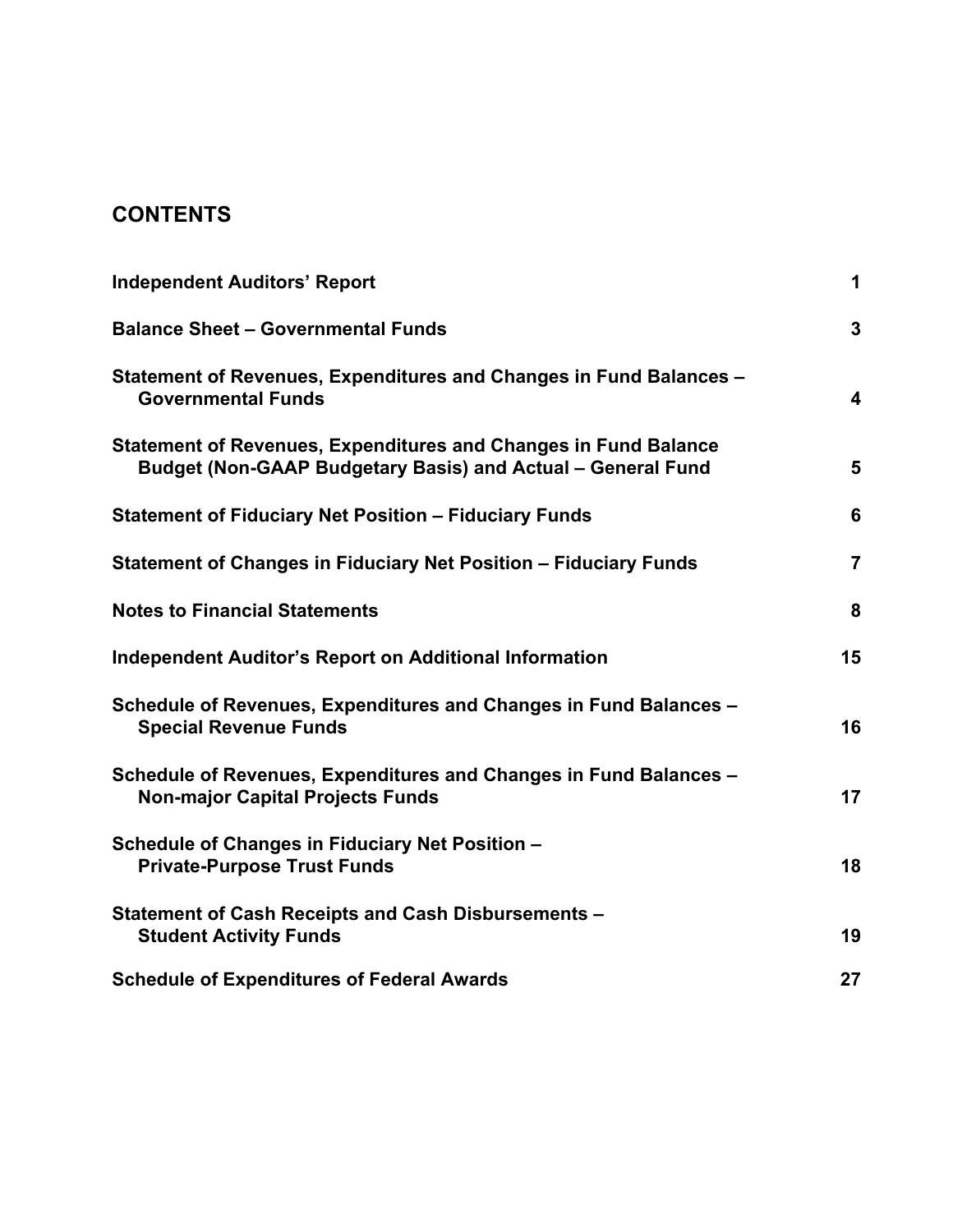# CONTENTS

| | |
|---|---|
| **Independent Auditors' Report** | **1** |
| **Balance Sheet – Governmental Funds** | **3** |
| **Statement of Revenues, Expenditures and Changes in Fund Balances – Governmental Funds** | **4** |
| **Statement of Revenues, Expenditures and Changes in Fund Balance Budget (Non-GAAP Budgetary Basis) and Actual – General Fund** | **5** |
| **Statement of Fiduciary Net Position – Fiduciary Funds** | **6** |
| **Statement of Changes in Fiduciary Net Position – Fiduciary Funds** | **7** |
| **Notes to Financial Statements** | **8** |
| **Independent Auditor's Report on Additional Information** | **15** |
| **Schedule of Revenues, Expenditures and Changes in Fund Balances – Special Revenue Funds** | **16** |
| **Schedule of Revenues, Expenditures and Changes in Fund Balances – Non-major Capital Projects Funds** | **17** |
| **Schedule of Changes in Fiduciary Net Position – Private-Purpose Trust Funds** | **18** |
| **Statement of Cash Receipts and Cash Disbursements – Student Activity Funds** | **19** |
| **Schedule of Expenditures of Federal Awards** | **27** |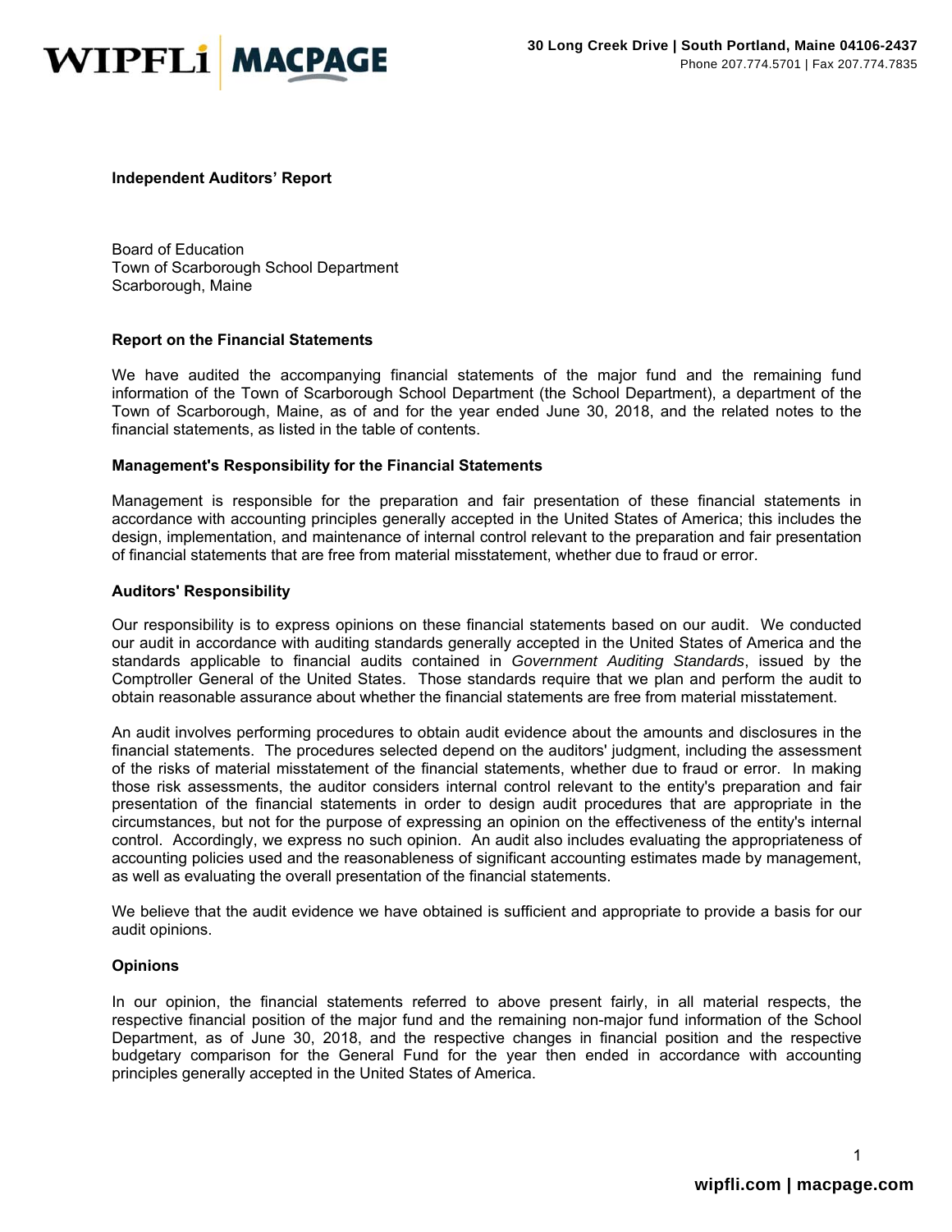WIPFLi | MACPAGE

30 Long Creek Drive | South Portland, Maine 04106-2437
Phone 207.774.5701 | Fax 207.774.7835

**Independent Auditors' Report**

Board of Education
Town of Scarborough School Department
Scarborough, Maine

**Report on the Financial Statements**

We have audited the accompanying financial statements of the major fund and the remaining fund information of the Town of Scarborough School Department (the School Department), a department of the Town of Scarborough, Maine, as of and for the year ended June 30, 2018, and the related notes to the financial statements, as listed in the table of contents.

**Management's Responsibility for the Financial Statements**

Management is responsible for the preparation and fair presentation of these financial statements in accordance with accounting principles generally accepted in the United States of America; this includes the design, implementation, and maintenance of internal control relevant to the preparation and fair presentation of financial statements that are free from material misstatement, whether due to fraud or error.

**Auditors' Responsibility**

Our responsibility is to express opinions on these financial statements based on our audit. We conducted our audit in accordance with auditing standards generally accepted in the United States of America and the standards applicable to financial audits contained in *Government Auditing Standards*, issued by the Comptroller General of the United States. Those standards require that we plan and perform the audit to obtain reasonable assurance about whether the financial statements are free from material misstatement.

An audit involves performing procedures to obtain audit evidence about the amounts and disclosures in the financial statements. The procedures selected depend on the auditors' judgment, including the assessment of the risks of material misstatement of the financial statements, whether due to fraud or error. In making those risk assessments, the auditor considers internal control relevant to the entity's preparation and fair presentation of the financial statements in order to design audit procedures that are appropriate in the circumstances, but not for the purpose of expressing an opinion on the effectiveness of the entity's internal control. Accordingly, we express no such opinion. An audit also includes evaluating the appropriateness of accounting policies used and the reasonableness of significant accounting estimates made by management, as well as evaluating the overall presentation of the financial statements.

We believe that the audit evidence we have obtained is sufficient and appropriate to provide a basis for our audit opinions.

**Opinions**

In our opinion, the financial statements referred to above present fairly, in all material respects, the respective financial position of the major fund and the remaining non-major fund information of the School Department, as of June 30, 2018, and the respective changes in financial position and the respective budgetary comparison for the General Fund for the year then ended in accordance with accounting principles generally accepted in the United States of America.

wipfli.com | macpage.com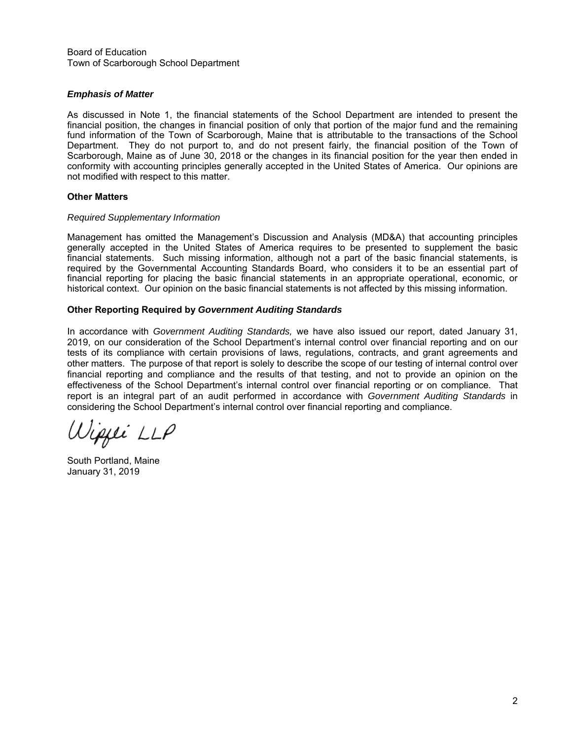Board of Education
Town of Scarborough School Department

***Emphasis of Matter***

As discussed in Note 1, the financial statements of the School Department are intended to present the financial position, the changes in financial position of only that portion of the major fund and the remaining fund information of the Town of Scarborough, Maine that is attributable to the transactions of the School Department. They do not purport to, and do not present fairly, the financial position of the Town of Scarborough, Maine as of June 30, 2018 or the changes in its financial position for the year then ended in conformity with accounting principles generally accepted in the United States of America. Our opinions are not modified with respect to this matter.

**Other Matters**

*Required Supplementary Information*

Management has omitted the Management's Discussion and Analysis (MD&A) that accounting principles generally accepted in the United States of America requires to be presented to supplement the basic financial statements. Such missing information, although not a part of the basic financial statements, is required by the Governmental Accounting Standards Board, who considers it to be an essential part of financial reporting for placing the basic financial statements in an appropriate operational, economic, or historical context. Our opinion on the basic financial statements is not affected by this missing information.

**Other Reporting Required by *Government Auditing Standards***

In accordance with *Government Auditing Standards,* we have also issued our report, dated January 31, 2019, on our consideration of the School Department's internal control over financial reporting and on our tests of its compliance with certain provisions of laws, regulations, contracts, and grant agreements and other matters. The purpose of that report is solely to describe the scope of our testing of internal control over financial reporting and compliance and the results of that testing, and not to provide an opinion on the effectiveness of the School Department's internal control over financial reporting or on compliance. That report is an integral part of an audit performed in accordance with *Government Auditing Standards* in considering the School Department's internal control over financial reporting and compliance.

Wipfli LLP

South Portland, Maine
January 31, 2019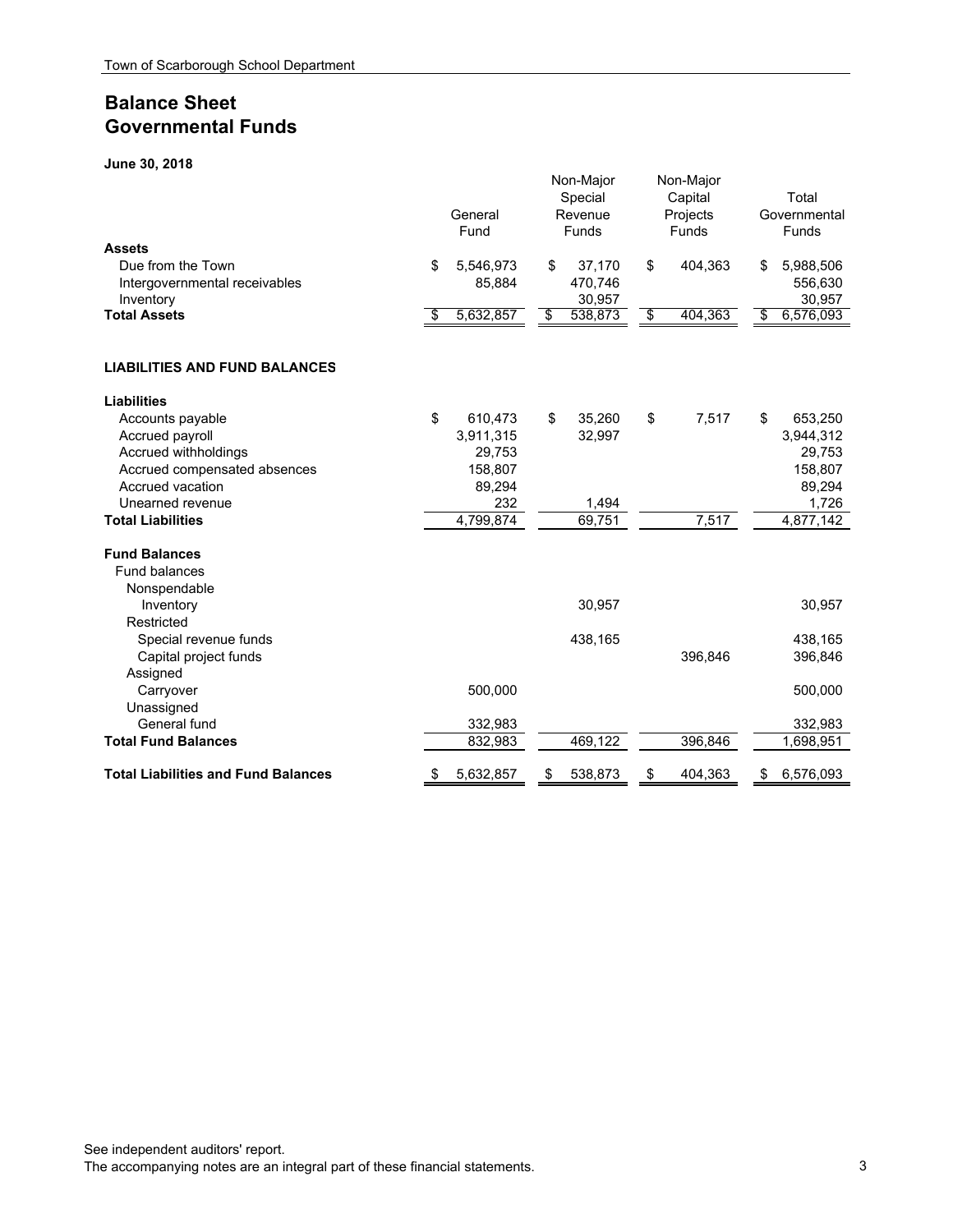# Balance Sheet
# Governmental Funds

**June 30, 2018**

| | General Fund | Non-Major Special Revenue Funds | Non-Major Capital Projects Funds | Total Governmental Funds |
|---|---|---|---|---|
| **Assets** | | | | |
| Due from the Town | $ 5,546,973 | $ 37,170 | $ 404,363 | $ 5,988,506 |
| Intergovernmental receivables | 85,884 | 470,746 | | 556,630 |
| Inventory | | 30,957 | | 30,957 |
| **Total Assets** | $ 5,632,857 | $ 538,873 | $ 404,363 | $ 6,576,093 |
| | | | | |
| **LIABILITIES AND FUND BALANCES** | | | | |
| | | | | |
| **Liabilities** | | | | |
| Accounts payable | $ 610,473 | $ 35,260 | $ 7,517 | $ 653,250 |
| Accrued payroll | 3,911,315 | 32,997 | | 3,944,312 |
| Accrued withholdings | 29,753 | | | 29,753 |
| Accrued compensated absences | 158,807 | | | 158,807 |
| Accrued vacation | 89,294 | | | 89,294 |
| Unearned revenue | 232 | 1,494 | | 1,726 |
| **Total Liabilities** | 4,799,874 | 69,751 | 7,517 | 4,877,142 |
| | | | | |
| **Fund Balances** | | | | |
| Fund balances | | | | |
| Nonspendable | | | | |
| Inventory | | 30,957 | | 30,957 |
| Restricted | | | | |
| Special revenue funds | | 438,165 | | 438,165 |
| Capital project funds | | | 396,846 | 396,846 |
| Assigned | | | | |
| Carryover | 500,000 | | | 500,000 |
| Unassigned | | | | |
| General fund | 332,983 | | | 332,983 |
| **Total Fund Balances** | 832,983 | 469,122 | 396,846 | 1,698,951 |
| | | | | |
| **Total Liabilities and Fund Balances** | $ 5,632,857 | $ 538,873 | $ 404,363 | $ 6,576,093 |

See independent auditors' report.
The accompanying notes are an integral part of these financial statements.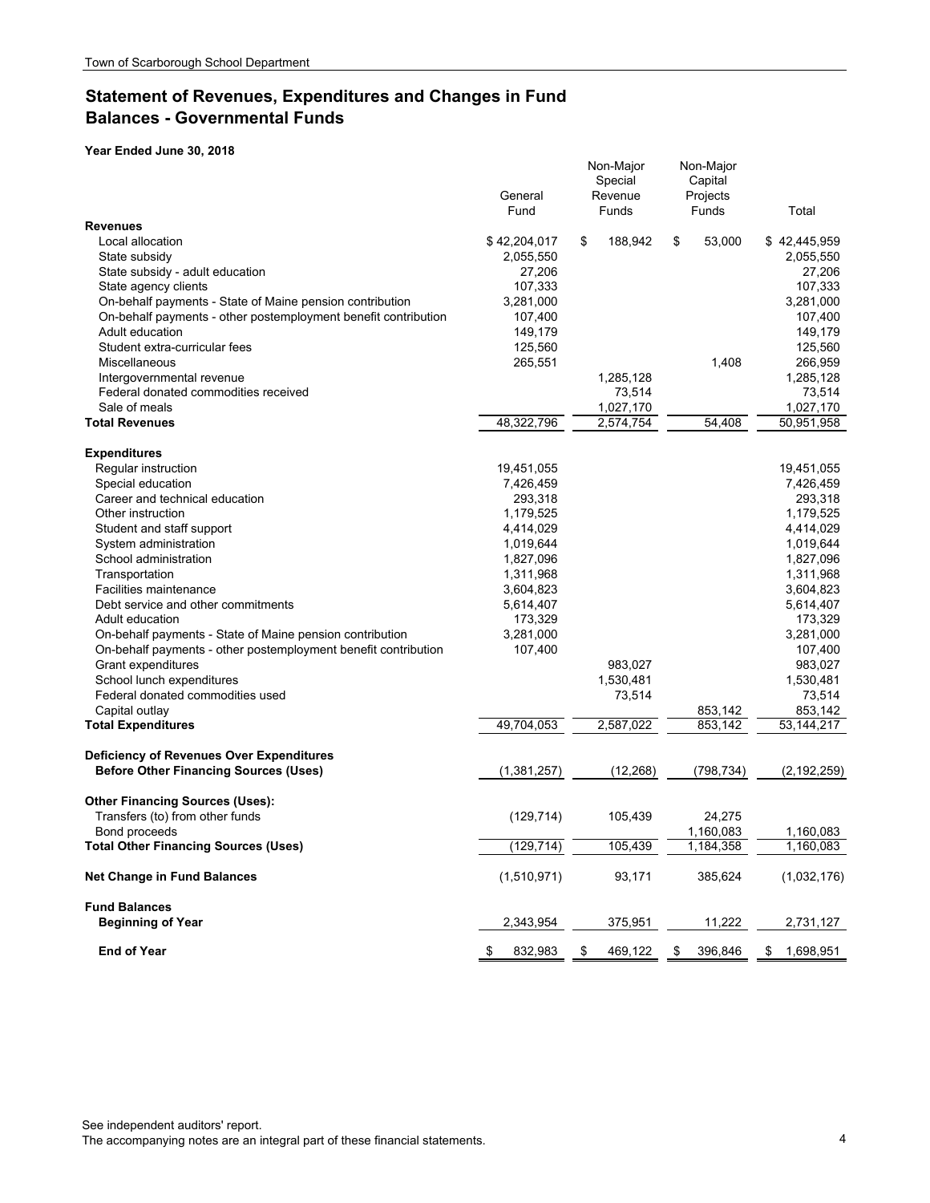## Statement of Revenues, Expenditures and Changes in Fund Balances - Governmental Funds

**Year Ended June 30, 2018**

| | General Fund | Non-Major Special Revenue Funds | Non-Major Capital Projects Funds | Total |
|---|---|---|---|---|
| **Revenues** | | | | |
| Local allocation | $ 42,204,017 | $ 188,942 | $ 53,000 | $ 42,445,959 |
| State subsidy | 2,055,550 | | | 2,055,550 |
| State subsidy - adult education | 27,206 | | | 27,206 |
| State agency clients | 107,333 | | | 107,333 |
| On-behalf payments - State of Maine pension contribution | 3,281,000 | | | 3,281,000 |
| On-behalf payments - other postemployment benefit contribution | 107,400 | | | 107,400 |
| Adult education | 149,179 | | | 149,179 |
| Student extra-curricular fees | 125,560 | | | 125,560 |
| Miscellaneous | 265,551 | | 1,408 | 266,959 |
| Intergovernmental revenue | | 1,285,128 | | 1,285,128 |
| Federal donated commodities received | | 73,514 | | 73,514 |
| Sale of meals | | 1,027,170 | | 1,027,170 |
| **Total Revenues** | 48,322,796 | 2,574,754 | 54,408 | 50,951,958 |
| **Expenditures** | | | | |
| Regular instruction | 19,451,055 | | | 19,451,055 |
| Special education | 7,426,459 | | | 7,426,459 |
| Career and technical education | 293,318 | | | 293,318 |
| Other instruction | 1,179,525 | | | 1,179,525 |
| Student and staff support | 4,414,029 | | | 4,414,029 |
| System administration | 1,019,644 | | | 1,019,644 |
| School administration | 1,827,096 | | | 1,827,096 |
| Transportation | 1,311,968 | | | 1,311,968 |
| Facilities maintenance | 3,604,823 | | | 3,604,823 |
| Debt service and other commitments | 5,614,407 | | | 5,614,407 |
| Adult education | 173,329 | | | 173,329 |
| On-behalf payments - State of Maine pension contribution | 3,281,000 | | | 3,281,000 |
| On-behalf payments - other postemployment benefit contribution | 107,400 | | | 107,400 |
| Grant expenditures | | 983,027 | | 983,027 |
| School lunch expenditures | | 1,530,481 | | 1,530,481 |
| Federal donated commodities used | | 73,514 | | 73,514 |
| Capital outlay | | | 853,142 | 853,142 |
| **Total Expenditures** | 49,704,053 | 2,587,022 | 853,142 | 53,144,217 |
| **Deficiency of Revenues Over Expenditures Before Other Financing Sources (Uses)** | (1,381,257) | (12,268) | (798,734) | (2,192,259) |
| **Other Financing Sources (Uses):** | | | | |
| Transfers (to) from other funds | (129,714) | 105,439 | 24,275 | |
| Bond proceeds | | | 1,160,083 | 1,160,083 |
| **Total Other Financing Sources (Uses)** | (129,714) | 105,439 | 1,184,358 | 1,160,083 |
| **Net Change in Fund Balances** | (1,510,971) | 93,171 | 385,624 | (1,032,176) |
| **Fund Balances** | | | | |
| **Beginning of Year** | 2,343,954 | 375,951 | 11,222 | 2,731,127 |
| **End of Year** | $ 832,983 | $ 469,122 | $ 396,846 | $ 1,698,951 |

See independent auditors' report.
The accompanying notes are an integral part of these financial statements.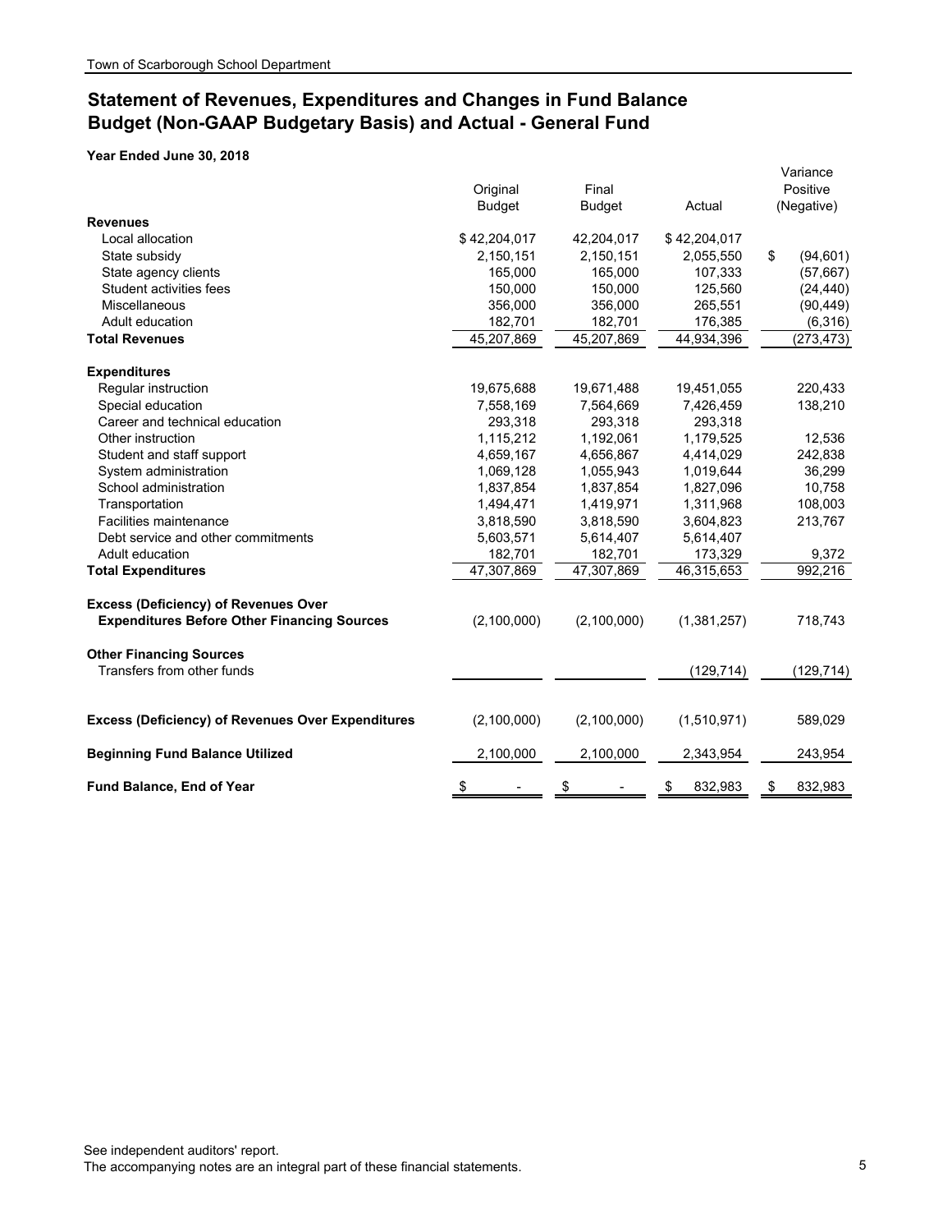## Statement of Revenues, Expenditures and Changes in Fund Balance
## Budget (Non-GAAP Budgetary Basis) and Actual - General Fund

**Year Ended June 30, 2018**

| | Original Budget | Final Budget | Actual | Variance Positive (Negative) |
|---|---|---|---|---|
| **Revenues** | | | | |
| Local allocation | $ 42,204,017 | 42,204,017 | $ 42,204,017 | |
| State subsidy | 2,150,151 | 2,150,151 | 2,055,550 | $ (94,601) |
| State agency clients | 165,000 | 165,000 | 107,333 | (57,667) |
| Student activities fees | 150,000 | 150,000 | 125,560 | (24,440) |
| Miscellaneous | 356,000 | 356,000 | 265,551 | (90,449) |
| Adult education | 182,701 | 182,701 | 176,385 | (6,316) |
| **Total Revenues** | 45,207,869 | 45,207,869 | 44,934,396 | (273,473) |
| **Expenditures** | | | | |
| Regular instruction | 19,675,688 | 19,671,488 | 19,451,055 | 220,433 |
| Special education | 7,558,169 | 7,564,669 | 7,426,459 | 138,210 |
| Career and technical education | 293,318 | 293,318 | 293,318 | |
| Other instruction | 1,115,212 | 1,192,061 | 1,179,525 | 12,536 |
| Student and staff support | 4,659,167 | 4,656,867 | 4,414,029 | 242,838 |
| System administration | 1,069,128 | 1,055,943 | 1,019,644 | 36,299 |
| School administration | 1,837,854 | 1,837,854 | 1,827,096 | 10,758 |
| Transportation | 1,494,471 | 1,419,971 | 1,311,968 | 108,003 |
| Facilities maintenance | 3,818,590 | 3,818,590 | 3,604,823 | 213,767 |
| Debt service and other commitments | 5,603,571 | 5,614,407 | 5,614,407 | |
| Adult education | 182,701 | 182,701 | 173,329 | 9,372 |
| **Total Expenditures** | 47,307,869 | 47,307,869 | 46,315,653 | 992,216 |
| **Excess (Deficiency) of Revenues Over Expenditures Before Other Financing Sources** | (2,100,000) | (2,100,000) | (1,381,257) | 718,743 |
| **Other Financing Sources** | | | | |
| Transfers from other funds | | | (129,714) | (129,714) |
| **Excess (Deficiency) of Revenues Over Expenditures** | (2,100,000) | (2,100,000) | (1,510,971) | 589,029 |
| **Beginning Fund Balance Utilized** | 2,100,000 | 2,100,000 | 2,343,954 | 243,954 |
| **Fund Balance, End of Year** | $ - | $ - | $ 832,983 | $ 832,983 |

See independent auditors' report.
The accompanying notes are an integral part of these financial statements.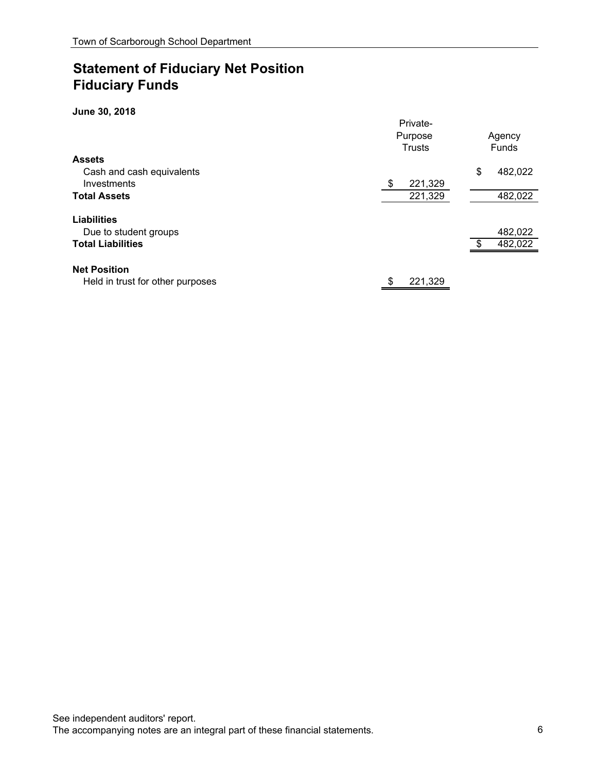# Statement of Fiduciary Net Position
# Fiduciary Funds

**June 30, 2018**

| | Private-Purpose Trusts | Agency Funds |
|---|---|---|
| **Assets** | | |
| Cash and cash equivalents | | $ 482,022 |
| Investments | $ 221,329 | |
| **Total Assets** | 221,329 | 482,022 |
| **Liabilities** | | |
| Due to student groups | | 482,022 |
| **Total Liabilities** | | $ 482,022 |
| **Net Position** | | |
| Held in trust for other purposes | $ 221,329 | |

See independent auditors' report.
The accompanying notes are an integral part of these financial statements.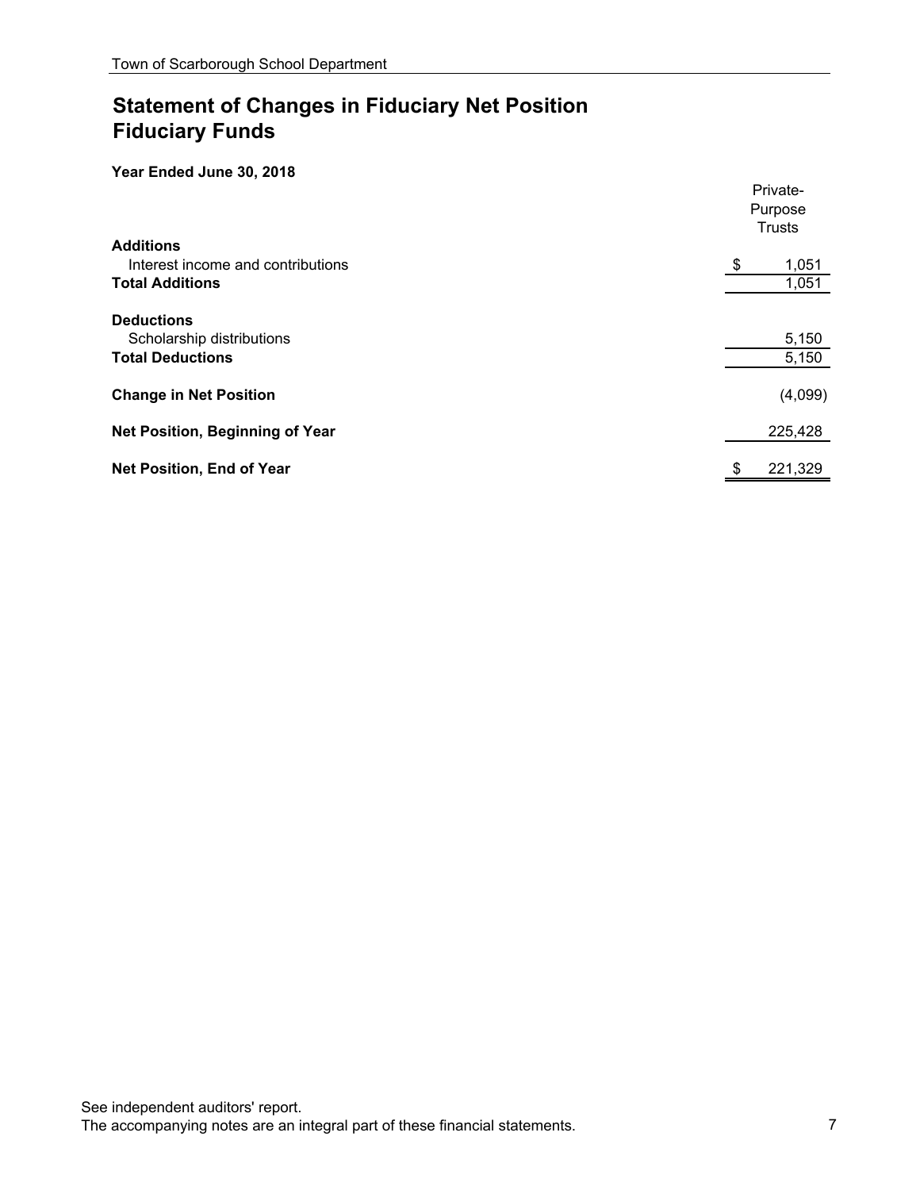# Statement of Changes in Fiduciary Net Position
# Fiduciary Funds

**Year Ended June 30, 2018**

| | Private-Purpose Trusts |
|---|---|
| **Additions** | |
| Interest income and contributions | $ 1,051 |
| **Total Additions** | 1,051 |
| **Deductions** | |
| Scholarship distributions | 5,150 |
| **Total Deductions** | 5,150 |
| **Change in Net Position** | (4,099) |
| **Net Position, Beginning of Year** | 225,428 |
| **Net Position, End of Year** | $ 221,329 |

See independent auditors' report.
The accompanying notes are an integral part of these financial statements.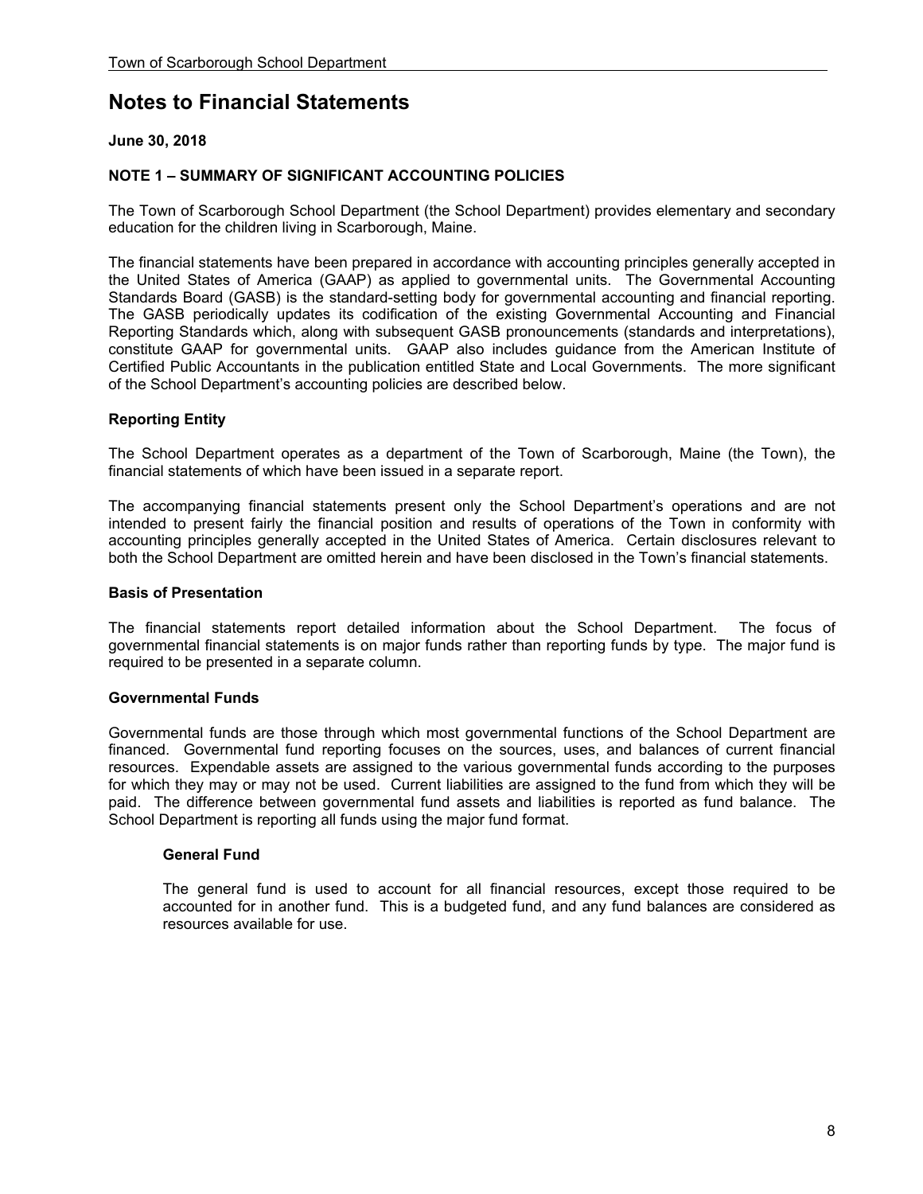# Notes to Financial Statements

**June 30, 2018**

**NOTE 1 – SUMMARY OF SIGNIFICANT ACCOUNTING POLICIES**

The Town of Scarborough School Department (the School Department) provides elementary and secondary education for the children living in Scarborough, Maine.

The financial statements have been prepared in accordance with accounting principles generally accepted in the United States of America (GAAP) as applied to governmental units. The Governmental Accounting Standards Board (GASB) is the standard-setting body for governmental accounting and financial reporting. The GASB periodically updates its codification of the existing Governmental Accounting and Financial Reporting Standards which, along with subsequent GASB pronouncements (standards and interpretations), constitute GAAP for governmental units. GAAP also includes guidance from the American Institute of Certified Public Accountants in the publication entitled State and Local Governments. The more significant of the School Department's accounting policies are described below.

### Reporting Entity

The School Department operates as a department of the Town of Scarborough, Maine (the Town), the financial statements of which have been issued in a separate report.

The accompanying financial statements present only the School Department's operations and are not intended to present fairly the financial position and results of operations of the Town in conformity with accounting principles generally accepted in the United States of America. Certain disclosures relevant to both the School Department are omitted herein and have been disclosed in the Town's financial statements.

### Basis of Presentation

The financial statements report detailed information about the School Department. The focus of governmental financial statements is on major funds rather than reporting funds by type. The major fund is required to be presented in a separate column.

### Governmental Funds

Governmental funds are those through which most governmental functions of the School Department are financed. Governmental fund reporting focuses on the sources, uses, and balances of current financial resources. Expendable assets are assigned to the various governmental funds according to the purposes for which they may or may not be used. Current liabilities are assigned to the fund from which they will be paid. The difference between governmental fund assets and liabilities is reported as fund balance. The School Department is reporting all funds using the major fund format.

#### General Fund

The general fund is used to account for all financial resources, except those required to be accounted for in another fund. This is a budgeted fund, and any fund balances are considered as resources available for use.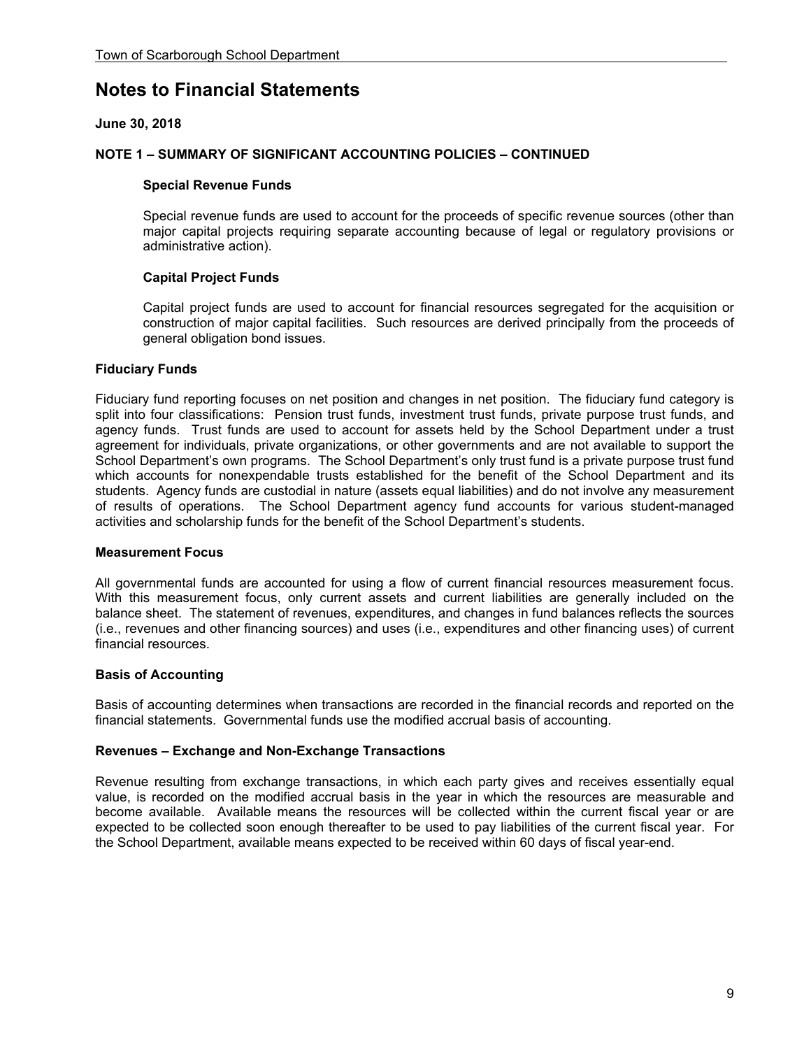# Notes to Financial Statements

**June 30, 2018**

**NOTE 1 – SUMMARY OF SIGNIFICANT ACCOUNTING POLICIES – CONTINUED**

**Special Revenue Funds**

Special revenue funds are used to account for the proceeds of specific revenue sources (other than major capital projects requiring separate accounting because of legal or regulatory provisions or administrative action).

**Capital Project Funds**

Capital project funds are used to account for financial resources segregated for the acquisition or construction of major capital facilities. Such resources are derived principally from the proceeds of general obligation bond issues.

**Fiduciary Funds**

Fiduciary fund reporting focuses on net position and changes in net position. The fiduciary fund category is split into four classifications: Pension trust funds, investment trust funds, private purpose trust funds, and agency funds. Trust funds are used to account for assets held by the School Department under a trust agreement for individuals, private organizations, or other governments and are not available to support the School Department's own programs. The School Department's only trust fund is a private purpose trust fund which accounts for nonexpendable trusts established for the benefit of the School Department and its students. Agency funds are custodial in nature (assets equal liabilities) and do not involve any measurement of results of operations. The School Department agency fund accounts for various student-managed activities and scholarship funds for the benefit of the School Department's students.

**Measurement Focus**

All governmental funds are accounted for using a flow of current financial resources measurement focus. With this measurement focus, only current assets and current liabilities are generally included on the balance sheet. The statement of revenues, expenditures, and changes in fund balances reflects the sources (i.e., revenues and other financing sources) and uses (i.e., expenditures and other financing uses) of current financial resources.

**Basis of Accounting**

Basis of accounting determines when transactions are recorded in the financial records and reported on the financial statements. Governmental funds use the modified accrual basis of accounting.

**Revenues – Exchange and Non-Exchange Transactions**

Revenue resulting from exchange transactions, in which each party gives and receives essentially equal value, is recorded on the modified accrual basis in the year in which the resources are measurable and become available. Available means the resources will be collected within the current fiscal year or are expected to be collected soon enough thereafter to be used to pay liabilities of the current fiscal year. For the School Department, available means expected to be received within 60 days of fiscal year-end.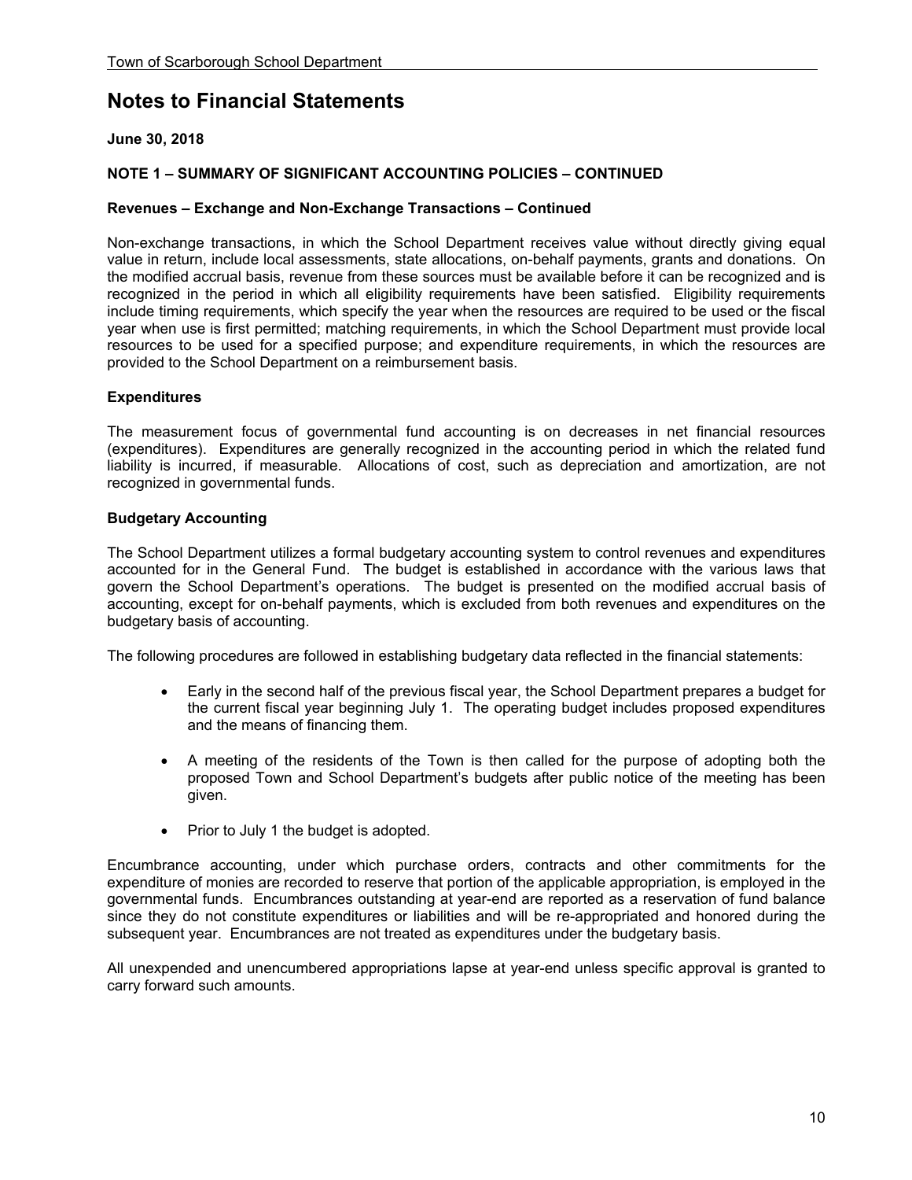# Notes to Financial Statements

**June 30, 2018**

**NOTE 1 – SUMMARY OF SIGNIFICANT ACCOUNTING POLICIES – CONTINUED**

**Revenues – Exchange and Non-Exchange Transactions – Continued**

Non-exchange transactions, in which the School Department receives value without directly giving equal value in return, include local assessments, state allocations, on-behalf payments, grants and donations. On the modified accrual basis, revenue from these sources must be available before it can be recognized and is recognized in the period in which all eligibility requirements have been satisfied. Eligibility requirements include timing requirements, which specify the year when the resources are required to be used or the fiscal year when use is first permitted; matching requirements, in which the School Department must provide local resources to be used for a specified purpose; and expenditure requirements, in which the resources are provided to the School Department on a reimbursement basis.

**Expenditures**

The measurement focus of governmental fund accounting is on decreases in net financial resources (expenditures). Expenditures are generally recognized in the accounting period in which the related fund liability is incurred, if measurable. Allocations of cost, such as depreciation and amortization, are not recognized in governmental funds.

**Budgetary Accounting**

The School Department utilizes a formal budgetary accounting system to control revenues and expenditures accounted for in the General Fund. The budget is established in accordance with the various laws that govern the School Department's operations. The budget is presented on the modified accrual basis of accounting, except for on-behalf payments, which is excluded from both revenues and expenditures on the budgetary basis of accounting.

The following procedures are followed in establishing budgetary data reflected in the financial statements:

- Early in the second half of the previous fiscal year, the School Department prepares a budget for the current fiscal year beginning July 1. The operating budget includes proposed expenditures and the means of financing them.
- A meeting of the residents of the Town is then called for the purpose of adopting both the proposed Town and School Department's budgets after public notice of the meeting has been given.
- Prior to July 1 the budget is adopted.

Encumbrance accounting, under which purchase orders, contracts and other commitments for the expenditure of monies are recorded to reserve that portion of the applicable appropriation, is employed in the governmental funds. Encumbrances outstanding at year-end are reported as a reservation of fund balance since they do not constitute expenditures or liabilities and will be re-appropriated and honored during the subsequent year. Encumbrances are not treated as expenditures under the budgetary basis.

All unexpended and unencumbered appropriations lapse at year-end unless specific approval is granted to carry forward such amounts.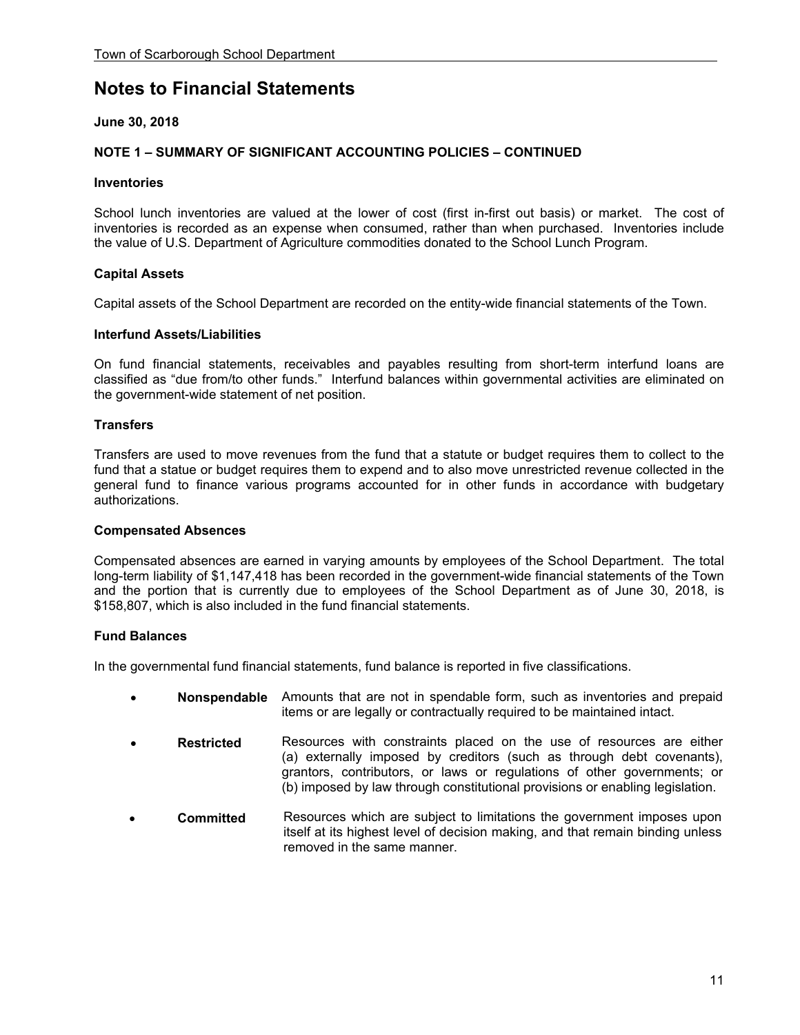# Notes to Financial Statements

**June 30, 2018**

**NOTE 1 – SUMMARY OF SIGNIFICANT ACCOUNTING POLICIES – CONTINUED**

**Inventories**

School lunch inventories are valued at the lower of cost (first in-first out basis) or market. The cost of inventories is recorded as an expense when consumed, rather than when purchased. Inventories include the value of U.S. Department of Agriculture commodities donated to the School Lunch Program.

**Capital Assets**

Capital assets of the School Department are recorded on the entity-wide financial statements of the Town.

**Interfund Assets/Liabilities**

On fund financial statements, receivables and payables resulting from short-term interfund loans are classified as "due from/to other funds." Interfund balances within governmental activities are eliminated on the government-wide statement of net position.

**Transfers**

Transfers are used to move revenues from the fund that a statute or budget requires them to collect to the fund that a statue or budget requires them to expend and to also move unrestricted revenue collected in the general fund to finance various programs accounted for in other funds in accordance with budgetary authorizations.

**Compensated Absences**

Compensated absences are earned in varying amounts by employees of the School Department. The total long-term liability of $1,147,418 has been recorded in the government-wide financial statements of the Town and the portion that is currently due to employees of the School Department as of June 30, 2018, is $158,807, which is also included in the fund financial statements.

**Fund Balances**

In the governmental fund financial statements, fund balance is reported in five classifications.

- **Nonspendable** Amounts that are not in spendable form, such as inventories and prepaid items or are legally or contractually required to be maintained intact.
- **Restricted** Resources with constraints placed on the use of resources are either (a) externally imposed by creditors (such as through debt covenants), grantors, contributors, or laws or regulations of other governments; or (b) imposed by law through constitutional provisions or enabling legislation.
- **Committed** Resources which are subject to limitations the government imposes upon itself at its highest level of decision making, and that remain binding unless removed in the same manner.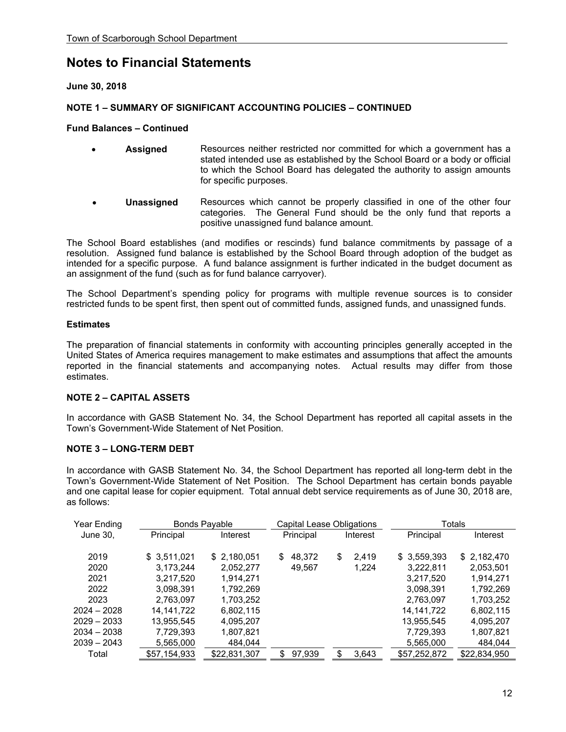# Notes to Financial Statements

**June 30, 2018**

**NOTE 1 – SUMMARY OF SIGNIFICANT ACCOUNTING POLICIES – CONTINUED**

**Fund Balances – Continued**

- **Assigned** Resources neither restricted nor committed for which a government has a stated intended use as established by the School Board or a body or official to which the School Board has delegated the authority to assign amounts for specific purposes.
- **Unassigned** Resources which cannot be properly classified in one of the other four categories. The General Fund should be the only fund that reports a positive unassigned fund balance amount.

The School Board establishes (and modifies or rescinds) fund balance commitments by passage of a resolution. Assigned fund balance is established by the School Board through adoption of the budget as intended for a specific purpose. A fund balance assignment is further indicated in the budget document as an assignment of the fund (such as for fund balance carryover).

The School Department's spending policy for programs with multiple revenue sources is to consider restricted funds to be spent first, then spent out of committed funds, assigned funds, and unassigned funds.

**Estimates**

The preparation of financial statements in conformity with accounting principles generally accepted in the United States of America requires management to make estimates and assumptions that affect the amounts reported in the financial statements and accompanying notes. Actual results may differ from those estimates.

**NOTE 2 – CAPITAL ASSETS**

In accordance with GASB Statement No. 34, the School Department has reported all capital assets in the Town's Government-Wide Statement of Net Position.

**NOTE 3 – LONG-TERM DEBT**

In accordance with GASB Statement No. 34, the School Department has reported all long-term debt in the Town's Government-Wide Statement of Net Position. The School Department has certain bonds payable and one capital lease for copier equipment. Total annual debt service requirements as of June 30, 2018 are, as follows:

| Year Ending | Bonds Payable | | Capital Lease Obligations | | Totals | |
|---|---|---|---|---|---|---|
| June 30, | Principal | Interest | Principal | Interest | Principal | Interest |
| 2019 | $ 3,511,021 | $ 2,180,051 | $ 48,372 | $ 2,419 | $ 3,559,393 | $ 2,182,470 |
| 2020 | 3,173,244 | 2,052,277 | 49,567 | 1,224 | 3,222,811 | 2,053,501 |
| 2021 | 3,217,520 | 1,914,271 | | | 3,217,520 | 1,914,271 |
| 2022 | 3,098,391 | 1,792,269 | | | 3,098,391 | 1,792,269 |
| 2023 | 2,763,097 | 1,703,252 | | | 2,763,097 | 1,703,252 |
| 2024 – 2028 | 14,141,722 | 6,802,115 | | | 14,141,722 | 6,802,115 |
| 2029 – 2033 | 13,955,545 | 4,095,207 | | | 13,955,545 | 4,095,207 |
| 2034 – 2038 | 7,729,393 | 1,807,821 | | | 7,729,393 | 1,807,821 |
| 2039 – 2043 | 5,565,000 | 484,044 | | | 5,565,000 | 484,044 |
| Total | $57,154,933 | $22,831,307 | $ 97,939 | $ 3,643 | $57,252,872 | $22,834,950 |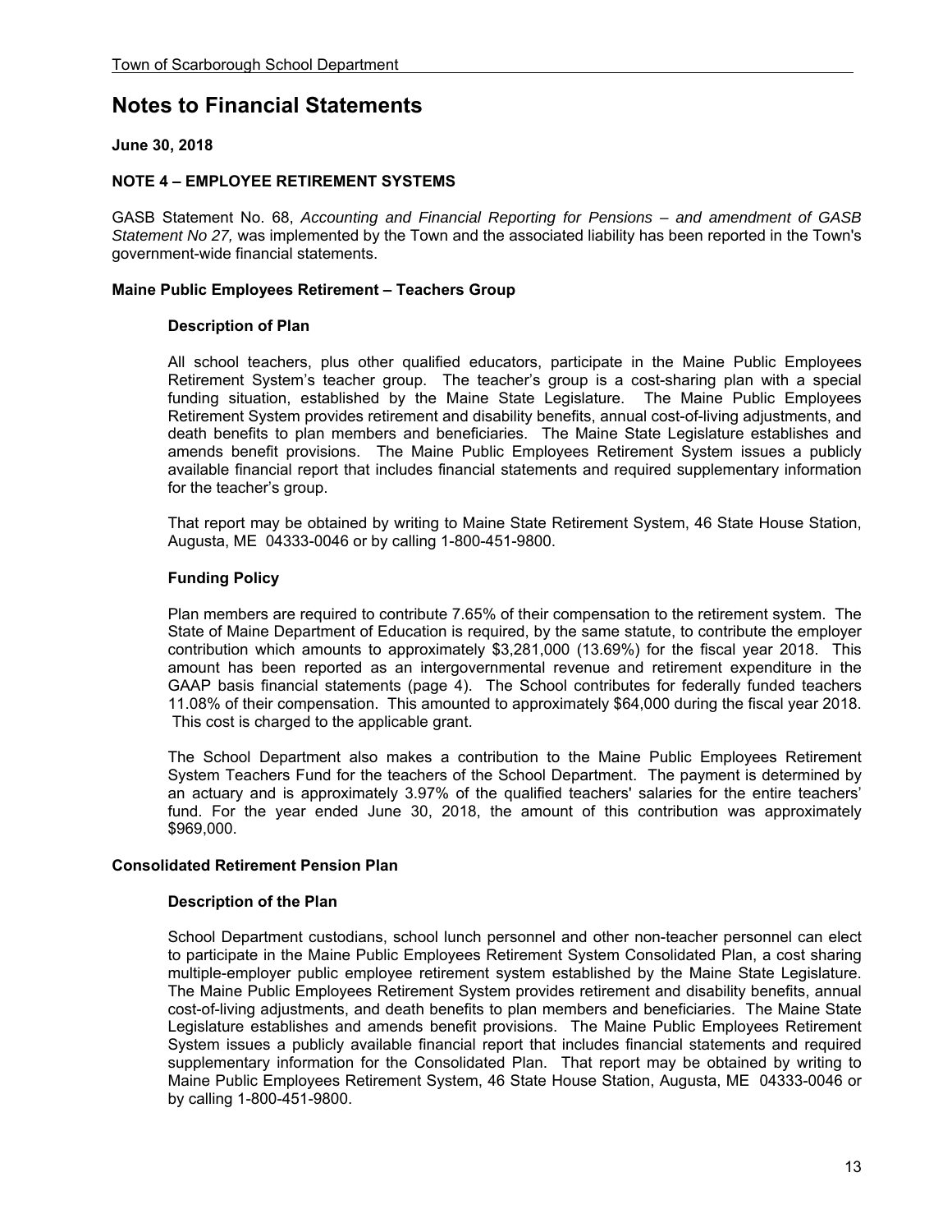# Notes to Financial Statements

**June 30, 2018**

**NOTE 4 – EMPLOYEE RETIREMENT SYSTEMS**

GASB Statement No. 68, *Accounting and Financial Reporting for Pensions – and amendment of GASB Statement No 27,* was implemented by the Town and the associated liability has been reported in the Town's government-wide financial statements.

**Maine Public Employees Retirement – Teachers Group**

**Description of Plan**

All school teachers, plus other qualified educators, participate in the Maine Public Employees Retirement System's teacher group. The teacher's group is a cost-sharing plan with a special funding situation, established by the Maine State Legislature. The Maine Public Employees Retirement System provides retirement and disability benefits, annual cost-of-living adjustments, and death benefits to plan members and beneficiaries. The Maine State Legislature establishes and amends benefit provisions. The Maine Public Employees Retirement System issues a publicly available financial report that includes financial statements and required supplementary information for the teacher's group.

That report may be obtained by writing to Maine State Retirement System, 46 State House Station, Augusta, ME 04333-0046 or by calling 1-800-451-9800.

**Funding Policy**

Plan members are required to contribute 7.65% of their compensation to the retirement system. The State of Maine Department of Education is required, by the same statute, to contribute the employer contribution which amounts to approximately $3,281,000 (13.69%) for the fiscal year 2018. This amount has been reported as an intergovernmental revenue and retirement expenditure in the GAAP basis financial statements (page 4). The School contributes for federally funded teachers 11.08% of their compensation. This amounted to approximately $64,000 during the fiscal year 2018. This cost is charged to the applicable grant.

The School Department also makes a contribution to the Maine Public Employees Retirement System Teachers Fund for the teachers of the School Department. The payment is determined by an actuary and is approximately 3.97% of the qualified teachers' salaries for the entire teachers' fund. For the year ended June 30, 2018, the amount of this contribution was approximately $969,000.

**Consolidated Retirement Pension Plan**

**Description of the Plan**

School Department custodians, school lunch personnel and other non-teacher personnel can elect to participate in the Maine Public Employees Retirement System Consolidated Plan, a cost sharing multiple-employer public employee retirement system established by the Maine State Legislature. The Maine Public Employees Retirement System provides retirement and disability benefits, annual cost-of-living adjustments, and death benefits to plan members and beneficiaries. The Maine State Legislature establishes and amends benefit provisions. The Maine Public Employees Retirement System issues a publicly available financial report that includes financial statements and required supplementary information for the Consolidated Plan. That report may be obtained by writing to Maine Public Employees Retirement System, 46 State House Station, Augusta, ME 04333-0046 or by calling 1-800-451-9800.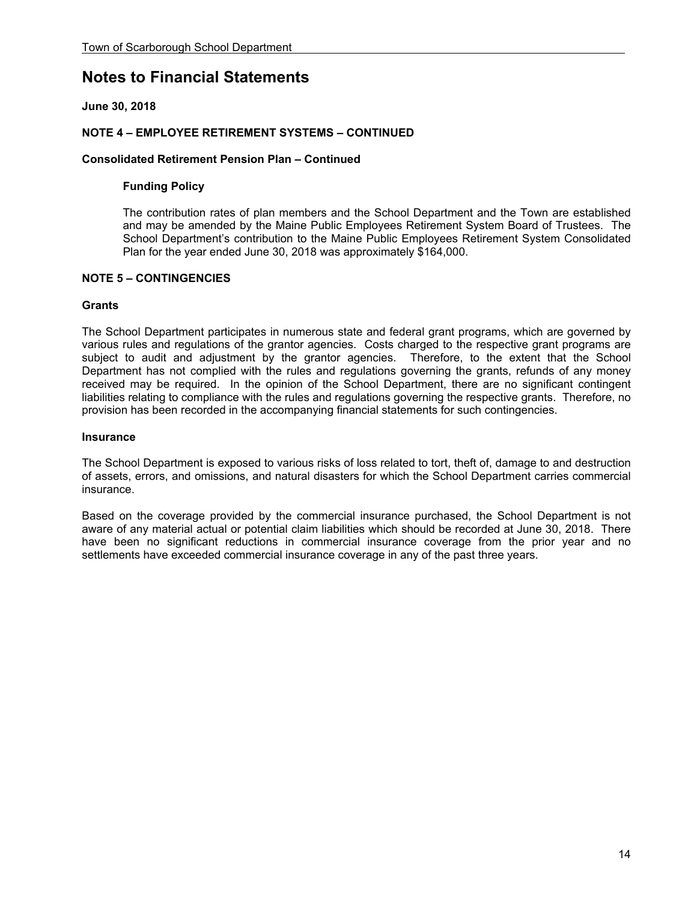# Notes to Financial Statements

**June 30, 2018**

**NOTE 4 – EMPLOYEE RETIREMENT SYSTEMS – CONTINUED**

**Consolidated Retirement Pension Plan – Continued**

**Funding Policy**

The contribution rates of plan members and the School Department and the Town are established and may be amended by the Maine Public Employees Retirement System Board of Trustees. The School Department's contribution to the Maine Public Employees Retirement System Consolidated Plan for the year ended June 30, 2018 was approximately $164,000.

**NOTE 5 – CONTINGENCIES**

**Grants**

The School Department participates in numerous state and federal grant programs, which are governed by various rules and regulations of the grantor agencies. Costs charged to the respective grant programs are subject to audit and adjustment by the grantor agencies. Therefore, to the extent that the School Department has not complied with the rules and regulations governing the grants, refunds of any money received may be required. In the opinion of the School Department, there are no significant contingent liabilities relating to compliance with the rules and regulations governing the respective grants. Therefore, no provision has been recorded in the accompanying financial statements for such contingencies.

**Insurance**

The School Department is exposed to various risks of loss related to tort, theft of, damage to and destruction of assets, errors, and omissions, and natural disasters for which the School Department carries commercial insurance.

Based on the coverage provided by the commercial insurance purchased, the School Department is not aware of any material actual or potential claim liabilities which should be recorded at June 30, 2018. There have been no significant reductions in commercial insurance coverage from the prior year and no settlements have exceeded commercial insurance coverage in any of the past three years.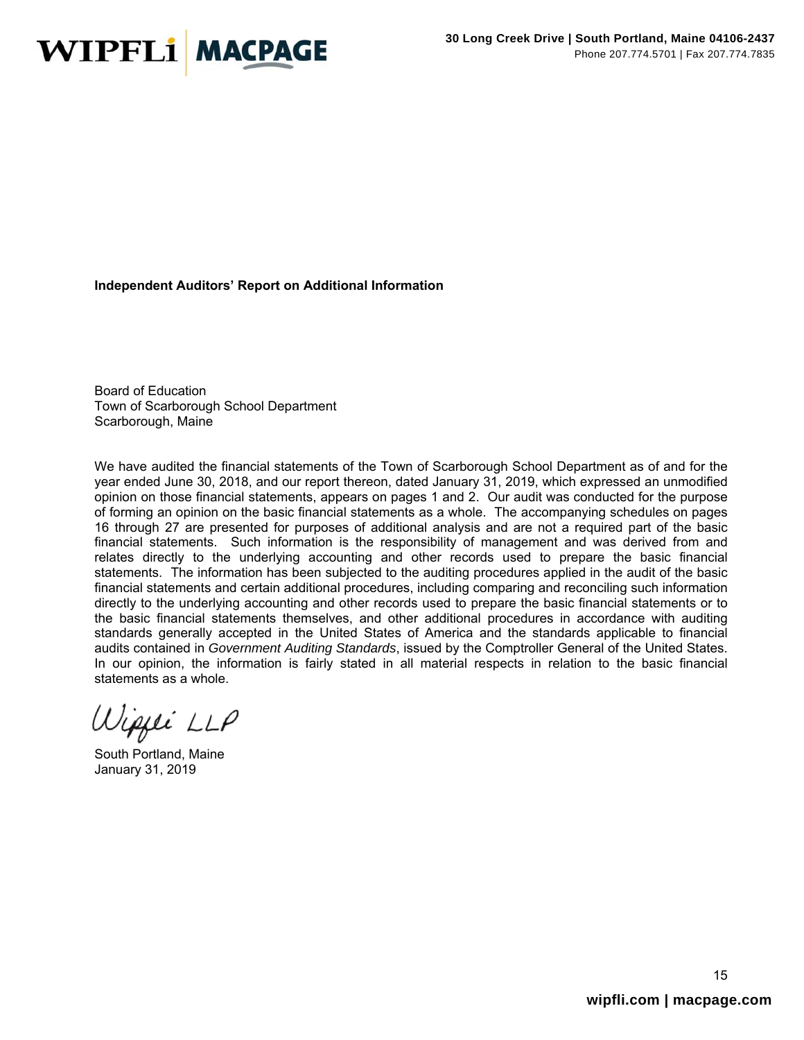**Independent Auditors' Report on Additional Information**

Board of Education
Town of Scarborough School Department
Scarborough, Maine

We have audited the financial statements of the Town of Scarborough School Department as of and for the year ended June 30, 2018, and our report thereon, dated January 31, 2019, which expressed an unmodified opinion on those financial statements, appears on pages 1 and 2. Our audit was conducted for the purpose of forming an opinion on the basic financial statements as a whole. The accompanying schedules on pages 16 through 27 are presented for purposes of additional analysis and are not a required part of the basic financial statements. Such information is the responsibility of management and was derived from and relates directly to the underlying accounting and other records used to prepare the basic financial statements. The information has been subjected to the auditing procedures applied in the audit of the basic financial statements and certain additional procedures, including comparing and reconciling such information directly to the underlying accounting and other records used to prepare the basic financial statements or to the basic financial statements themselves, and other additional procedures in accordance with auditing standards generally accepted in the United States of America and the standards applicable to financial audits contained in *Government Auditing Standards*, issued by the Comptroller General of the United States. In our opinion, the information is fairly stated in all material respects in relation to the basic financial statements as a whole.

Wipfli LLP

South Portland, Maine
January 31, 2019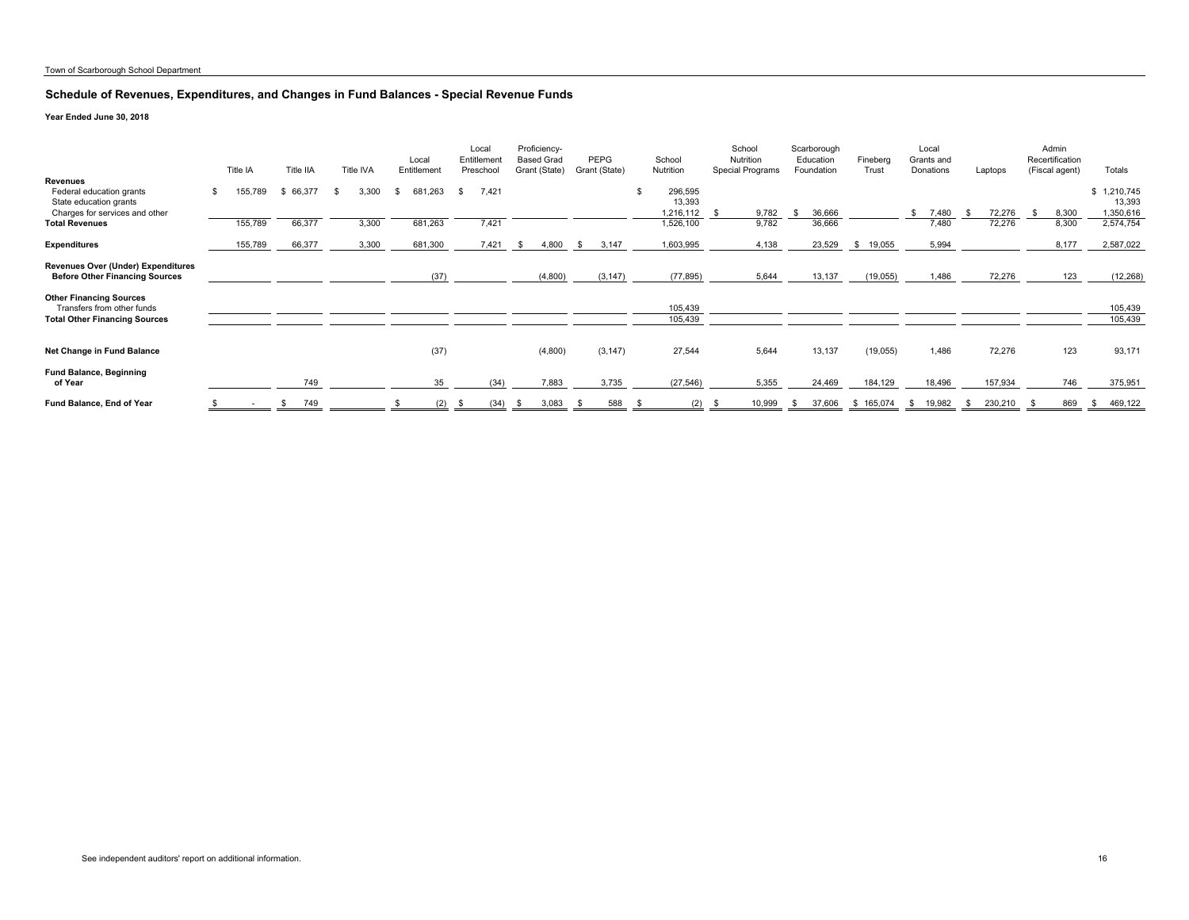Town of Scarborough School Department

## Schedule of Revenues, Expenditures, and Changes in Fund Balances - Special Revenue Funds

**Year Ended June 30, 2018**

| | Title IA | Title IIA | Title IVA | Local Entitlement | Local Entitlement Preschool | Proficiency-Based Grad Grant (State) | PEPG Grant (State) | School Nutrition | School Nutrition Special Programs | Scarborough Education Foundation | Fineberg Trust | Local Grants and Donations | Laptops | Admin Recertification (Fiscal agent) | Totals |
|---|---|---|---|---|---|---|---|---|---|---|---|---|---|---|---|
| **Revenues** | | | | | | | | | | | | | | | |
| Federal education grants | $ 155,789 | $ 66,377 | $ 3,300 | $ 681,263 | $ 7,421 | | | $ 296,595 | | | | | | | $ 1,210,745 |
| State education grants | | | | | | | | 13,393 | | | | | | | 13,393 |
| Charges for services and other | | | | | | | | 1,216,112 | $ 9,782 | $ 36,666 | | $ 7,480 | $ 72,276 | $ 8,300 | 1,350,616 |
| **Total Revenues** | 155,789 | 66,377 | 3,300 | 681,263 | 7,421 | | | 1,526,100 | 9,782 | 36,666 | | 7,480 | 72,276 | 8,300 | 2,574,754 |
| **Expenditures** | 155,789 | 66,377 | 3,300 | 681,300 | 7,421 | $ 4,800 | $ 3,147 | 1,603,995 | 4,138 | 23,529 | $ 19,055 | 5,994 | | 8,177 | 2,587,022 |
| **Revenues Over (Under) Expenditures Before Other Financing Sources** | | | | (37) | | (4,800) | (3,147) | (77,895) | 5,644 | 13,137 | (19,055) | 1,486 | 72,276 | 123 | (12,268) |
| **Other Financing Sources** | | | | | | | | | | | | | | | |
| Transfers from other funds | | | | | | | | 105,439 | | | | | | | 105,439 |
| **Total Other Financing Sources** | | | | | | | | 105,439 | | | | | | | 105,439 |
| **Net Change in Fund Balance** | | | | (37) | | (4,800) | (3,147) | 27,544 | 5,644 | 13,137 | (19,055) | 1,486 | 72,276 | 123 | 93,171 |
| **Fund Balance, Beginning of Year** | | 749 | | 35 | (34) | 7,883 | 3,735 | (27,546) | 5,355 | 24,469 | 184,129 | 18,496 | 157,934 | 746 | 375,951 |
| **Fund Balance, End of Year** | $ - | $ 749 | | $ (2) | $ (34) | $ 3,083 | $ 588 | $ (2) | $ 10,999 | $ 37,606 | $ 165,074 | $ 19,982 | $ 230,210 | $ 869 | $ 469,122 |

See independent auditors' report on additional information.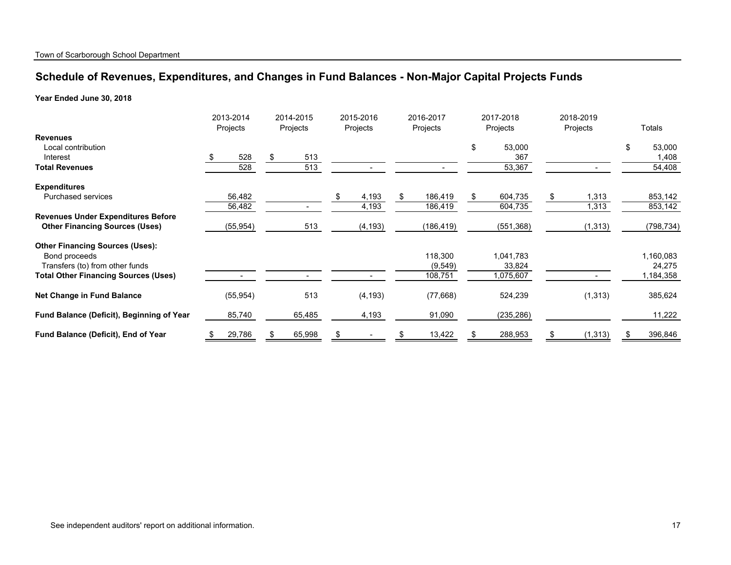Town of Scarborough School Department

## Schedule of Revenues, Expenditures, and Changes in Fund Balances - Non-Major Capital Projects Funds

**Year Ended June 30, 2018**

| | 2013-2014 Projects | 2014-2015 Projects | 2015-2016 Projects | 2016-2017 Projects | 2017-2018 Projects | 2018-2019 Projects | Totals |
|---|---|---|---|---|---|---|---|
| **Revenues** | | | | | | | |
| Local contribution | | | | | $ 53,000 | | $ 53,000 |
| Interest | $ 528 | $ 513 | | | 367 | | 1,408 |
| **Total Revenues** | 528 | 513 | - | - | 53,367 | - | 54,408 |
| **Expenditures** | | | | | | | |
| Purchased services | 56,482 | | $ 4,193 | $ 186,419 | $ 604,735 | $ 1,313 | 853,142 |
| | 56,482 | - | 4,193 | 186,419 | 604,735 | 1,313 | 853,142 |
| **Revenues Under Expenditures Before Other Financing Sources (Uses)** | (55,954) | 513 | (4,193) | (186,419) | (551,368) | (1,313) | (798,734) |
| **Other Financing Sources (Uses):** | | | | | | | |
| Bond proceeds | | | | 118,300 | 1,041,783 | | 1,160,083 |
| Transfers (to) from other funds | | | | (9,549) | 33,824 | | 24,275 |
| **Total Other Financing Sources (Uses)** | - | - | - | 108,751 | 1,075,607 | - | 1,184,358 |
| **Net Change in Fund Balance** | (55,954) | 513 | (4,193) | (77,668) | 524,239 | (1,313) | 385,624 |
| **Fund Balance (Deficit), Beginning of Year** | 85,740 | 65,485 | 4,193 | 91,090 | (235,286) | | 11,222 |
| **Fund Balance (Deficit), End of Year** | $ 29,786 | $ 65,998 | $ - | $ 13,422 | $ 288,953 | $ (1,313) | $ 396,846 |

See independent auditors' report on additional information.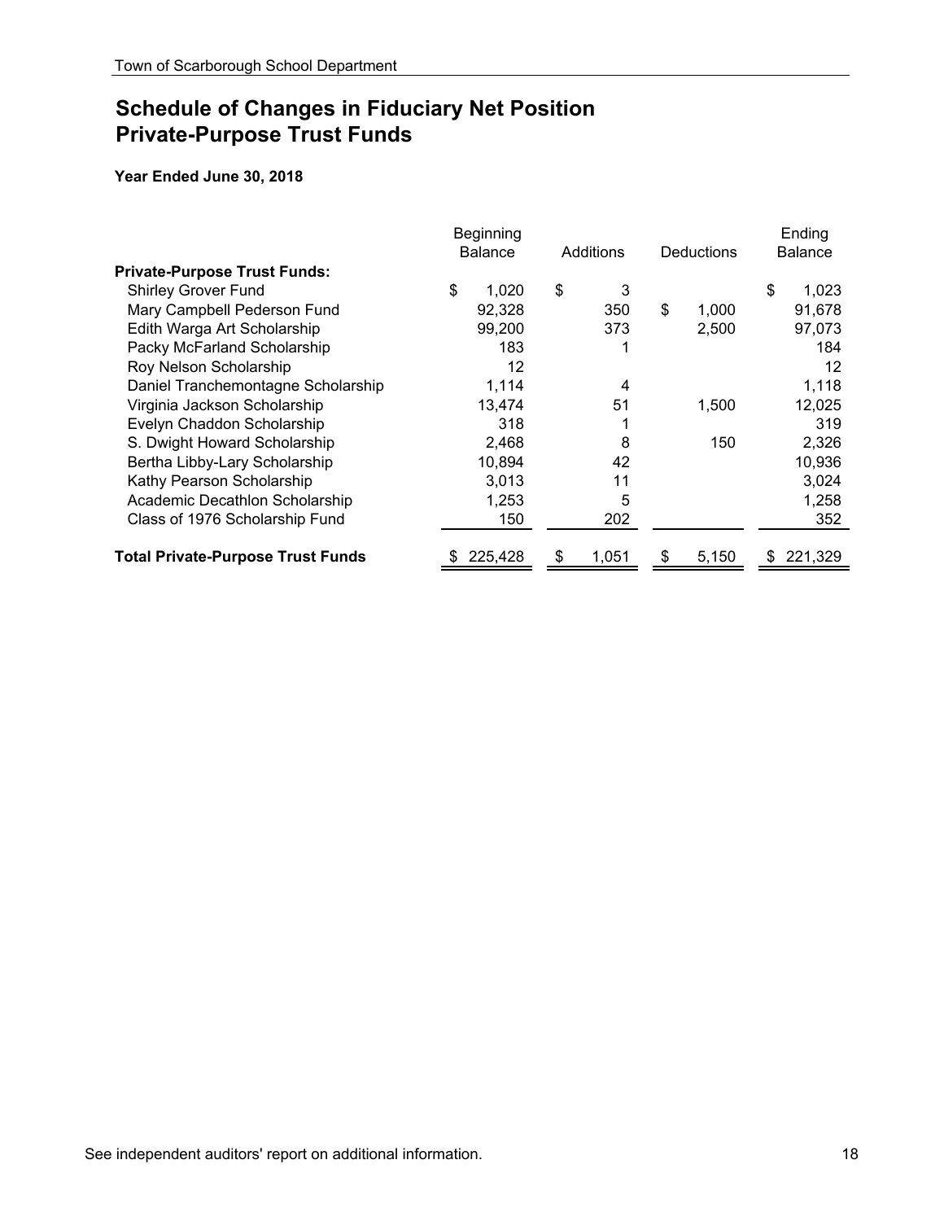# Schedule of Changes in Fiduciary Net Position
# Private-Purpose Trust Funds

**Year Ended June 30, 2018**

| | Beginning Balance | Additions | Deductions | Ending Balance |
|---|---|---|---|---|
| **Private-Purpose Trust Funds:** | | | | |
| Shirley Grover Fund | $ 1,020 | $ 3 | | $ 1,023 |
| Mary Campbell Pederson Fund | 92,328 | 350 | $ 1,000 | 91,678 |
| Edith Warga Art Scholarship | 99,200 | 373 | 2,500 | 97,073 |
| Packy McFarland Scholarship | 183 | 1 | | 184 |
| Roy Nelson Scholarship | 12 | | | 12 |
| Daniel Tranchemontagne Scholarship | 1,114 | 4 | | 1,118 |
| Virginia Jackson Scholarship | 13,474 | 51 | 1,500 | 12,025 |
| Evelyn Chaddon Scholarship | 318 | 1 | | 319 |
| S. Dwight Howard Scholarship | 2,468 | 8 | 150 | 2,326 |
| Bertha Libby-Lary Scholarship | 10,894 | 42 | | 10,936 |
| Kathy Pearson Scholarship | 3,013 | 11 | | 3,024 |
| Academic Decathlon Scholarship | 1,253 | 5 | | 1,258 |
| Class of 1976 Scholarship Fund | 150 | 202 | | 352 |
| **Total Private-Purpose Trust Funds** | $ 225,428 | $ 1,051 | $ 5,150 | $ 221,329 |

See independent auditors' report on additional information.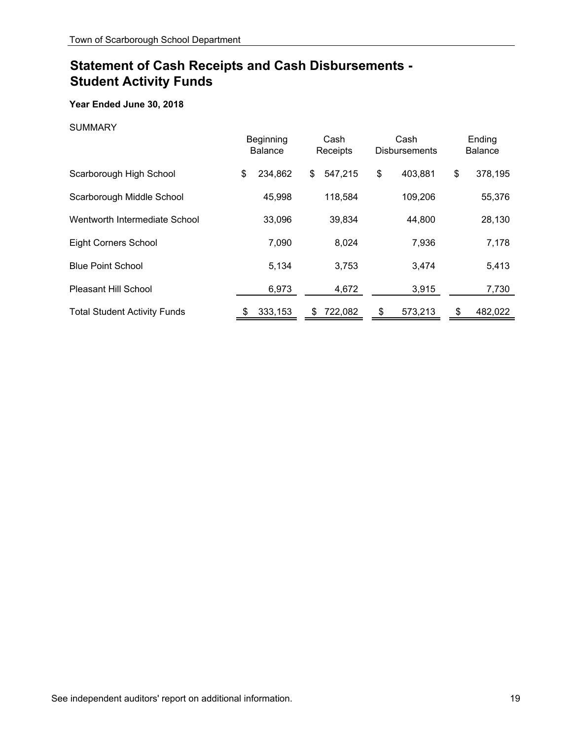# Statement of Cash Receipts and Cash Disbursements - Student Activity Funds

**Year Ended June 30, 2018**

SUMMARY

| | Beginning Balance | Cash Receipts | Cash Disbursements | Ending Balance |
|---|---|---|---|---|
| Scarborough High School | $ 234,862 | $ 547,215 | $ 403,881 | $ 378,195 |
| Scarborough Middle School | 45,998 | 118,584 | 109,206 | 55,376 |
| Wentworth Intermediate School | 33,096 | 39,834 | 44,800 | 28,130 |
| Eight Corners School | 7,090 | 8,024 | 7,936 | 7,178 |
| Blue Point School | 5,134 | 3,753 | 3,474 | 5,413 |
| Pleasant Hill School | 6,973 | 4,672 | 3,915 | 7,730 |
| Total Student Activity Funds | $ 333,153 | $ 722,082 | $ 573,213 | $ 482,022 |

See independent auditors' report on additional information.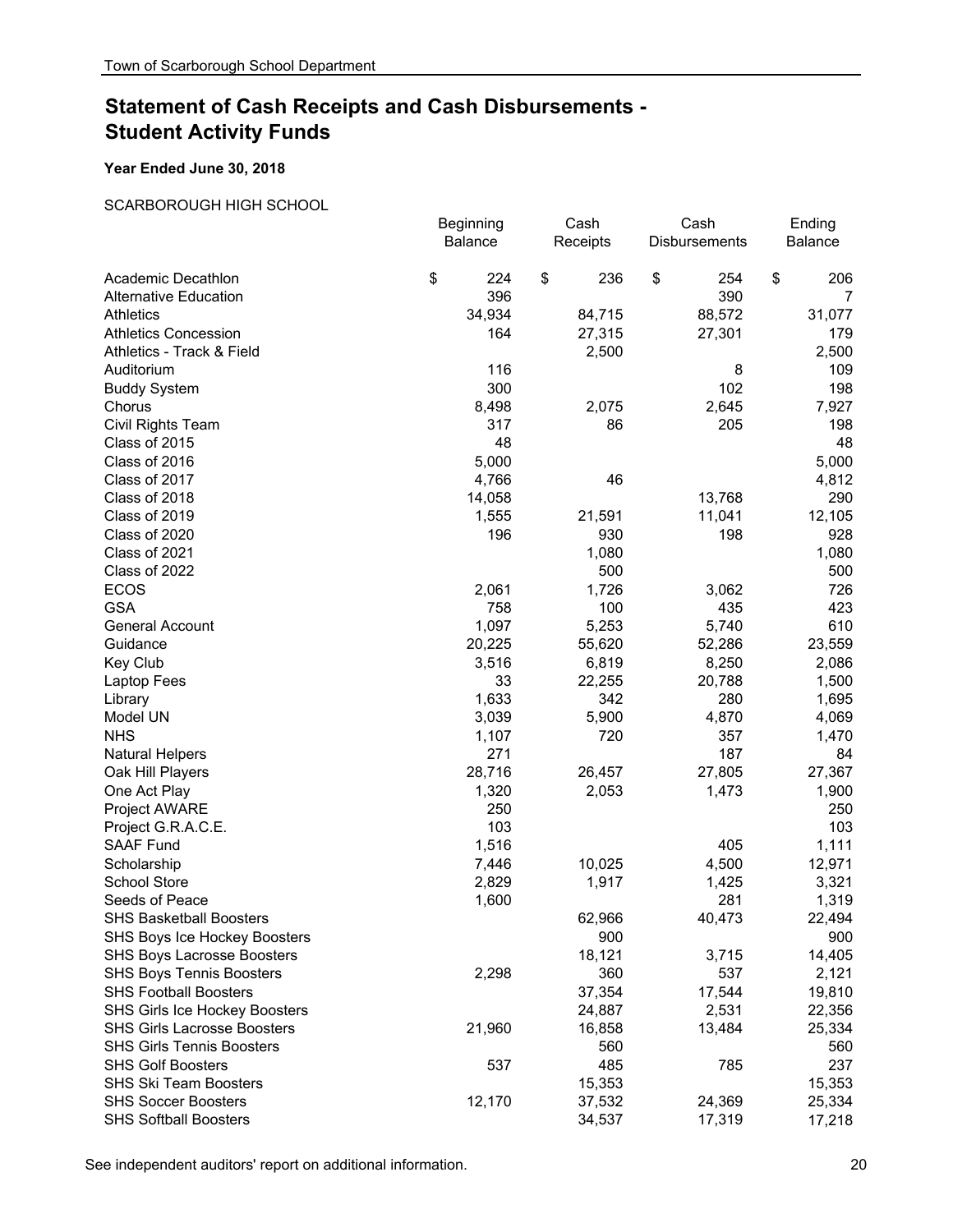# Statement of Cash Receipts and Cash Disbursements - Student Activity Funds

**Year Ended June 30, 2018**

SCARBOROUGH HIGH SCHOOL

| | Beginning Balance | Cash Receipts | Cash Disbursements | Ending Balance |
|---|---|---|---|---|
| Academic Decathlon | $ 224 | $ 236 | $ 254 | $ 206 |
| Alternative Education | 396 | | 390 | 7 |
| Athletics | 34,934 | 84,715 | 88,572 | 31,077 |
| Athletics Concession | 164 | 27,315 | 27,301 | 179 |
| Athletics - Track & Field | | 2,500 | | 2,500 |
| Auditorium | 116 | | 8 | 109 |
| Buddy System | 300 | | 102 | 198 |
| Chorus | 8,498 | 2,075 | 2,645 | 7,927 |
| Civil Rights Team | 317 | 86 | 205 | 198 |
| Class of 2015 | 48 | | | 48 |
| Class of 2016 | 5,000 | | | 5,000 |
| Class of 2017 | 4,766 | 46 | | 4,812 |
| Class of 2018 | 14,058 | | 13,768 | 290 |
| Class of 2019 | 1,555 | 21,591 | 11,041 | 12,105 |
| Class of 2020 | 196 | 930 | 198 | 928 |
| Class of 2021 | | 1,080 | | 1,080 |
| Class of 2022 | | 500 | | 500 |
| ECOS | 2,061 | 1,726 | 3,062 | 726 |
| GSA | 758 | 100 | 435 | 423 |
| General Account | 1,097 | 5,253 | 5,740 | 610 |
| Guidance | 20,225 | 55,620 | 52,286 | 23,559 |
| Key Club | 3,516 | 6,819 | 8,250 | 2,086 |
| Laptop Fees | 33 | 22,255 | 20,788 | 1,500 |
| Library | 1,633 | 342 | 280 | 1,695 |
| Model UN | 3,039 | 5,900 | 4,870 | 4,069 |
| NHS | 1,107 | 720 | 357 | 1,470 |
| Natural Helpers | 271 | | 187 | 84 |
| Oak Hill Players | 28,716 | 26,457 | 27,805 | 27,367 |
| One Act Play | 1,320 | 2,053 | 1,473 | 1,900 |
| Project AWARE | 250 | | | 250 |
| Project G.R.A.C.E. | 103 | | | 103 |
| SAAF Fund | 1,516 | | 405 | 1,111 |
| Scholarship | 7,446 | 10,025 | 4,500 | 12,971 |
| School Store | 2,829 | 1,917 | 1,425 | 3,321 |
| Seeds of Peace | 1,600 | | 281 | 1,319 |
| SHS Basketball Boosters | | 62,966 | 40,473 | 22,494 |
| SHS Boys Ice Hockey Boosters | | 900 | | 900 |
| SHS Boys Lacrosse Boosters | | 18,121 | 3,715 | 14,405 |
| SHS Boys Tennis Boosters | 2,298 | 360 | 537 | 2,121 |
| SHS Football Boosters | | 37,354 | 17,544 | 19,810 |
| SHS Girls Ice Hockey Boosters | | 24,887 | 2,531 | 22,356 |
| SHS Girls Lacrosse Boosters | 21,960 | 16,858 | 13,484 | 25,334 |
| SHS Girls Tennis Boosters | | 560 | | 560 |
| SHS Golf Boosters | 537 | 485 | 785 | 237 |
| SHS Ski Team Boosters | | 15,353 | | 15,353 |
| SHS Soccer Boosters | 12,170 | 37,532 | 24,369 | 25,334 |
| SHS Softball Boosters | | 34,537 | 17,319 | 17,218 |

See independent auditors' report on additional information.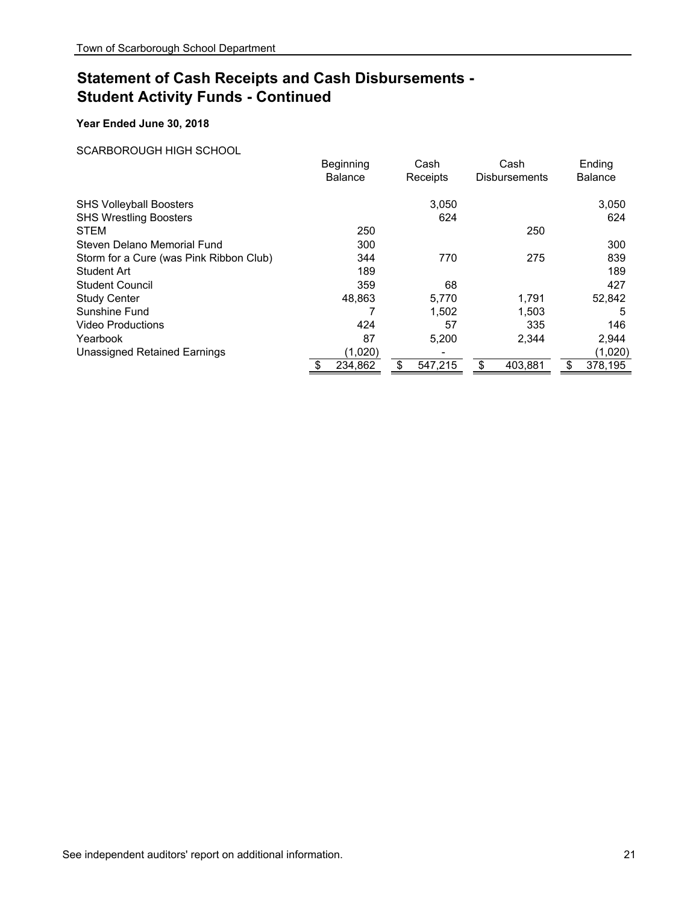## Statement of Cash Receipts and Cash Disbursements - Student Activity Funds - Continued

**Year Ended June 30, 2018**

SCARBOROUGH HIGH SCHOOL

| | Beginning Balance | Cash Receipts | Cash Disbursements | Ending Balance |
|---|---|---|---|---|
| SHS Volleyball Boosters | | 3,050 | | 3,050 |
| SHS Wrestling Boosters | | 624 | | 624 |
| STEM | 250 | | 250 | |
| Steven Delano Memorial Fund | 300 | | | 300 |
| Storm for a Cure (was Pink Ribbon Club) | 344 | 770 | 275 | 839 |
| Student Art | 189 | | | 189 |
| Student Council | 359 | 68 | | 427 |
| Study Center | 48,863 | 5,770 | 1,791 | 52,842 |
| Sunshine Fund | 7 | 1,502 | 1,503 | 5 |
| Video Productions | 424 | 57 | 335 | 146 |
| Yearbook | 87 | 5,200 | 2,344 | 2,944 |
| Unassigned Retained Earnings | (1,020) | - | | (1,020) |
| | $ 234,862 | $ 547,215 | $ 403,881 | $ 378,195 |

See independent auditors' report on additional information.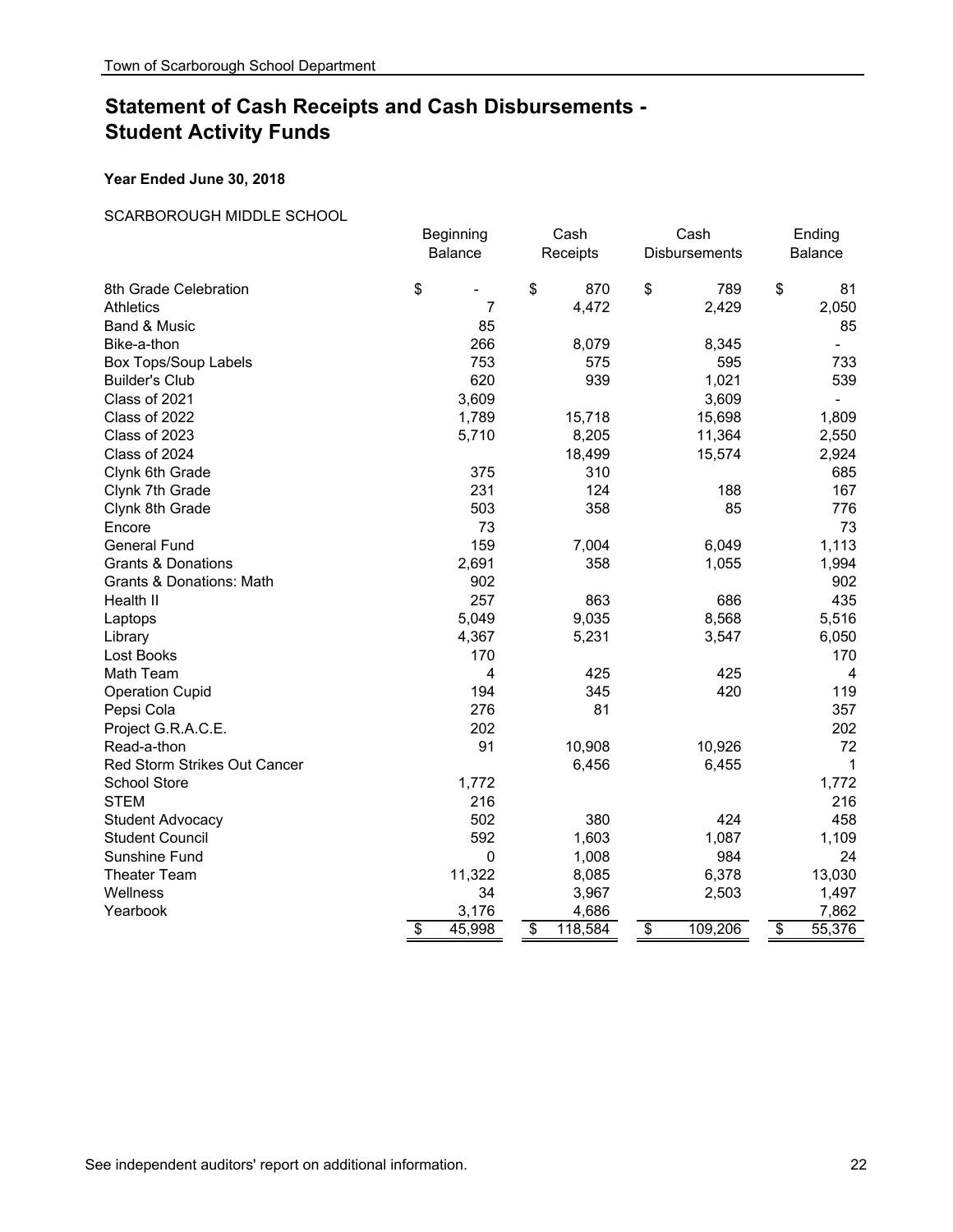Town of Scarborough School Department

# Statement of Cash Receipts and Cash Disbursements - Student Activity Funds

**Year Ended June 30, 2018**

SCARBOROUGH MIDDLE SCHOOL

| | Beginning Balance | Cash Receipts | Cash Disbursements | Ending Balance |
|---|---|---|---|---|
| 8th Grade Celebration | $ - | $ 870 | $ 789 | $ 81 |
| Athletics | 7 | 4,472 | 2,429 | 2,050 |
| Band & Music | 85 | | | 85 |
| Bike-a-thon | 266 | 8,079 | 8,345 | - |
| Box Tops/Soup Labels | 753 | 575 | 595 | 733 |
| Builder's Club | 620 | 939 | 1,021 | 539 |
| Class of 2021 | 3,609 | | 3,609 | - |
| Class of 2022 | 1,789 | 15,718 | 15,698 | 1,809 |
| Class of 2023 | 5,710 | 8,205 | 11,364 | 2,550 |
| Class of 2024 | | 18,499 | 15,574 | 2,924 |
| Clynk 6th Grade | 375 | 310 | | 685 |
| Clynk 7th Grade | 231 | 124 | 188 | 167 |
| Clynk 8th Grade | 503 | 358 | 85 | 776 |
| Encore | 73 | | | 73 |
| General Fund | 159 | 7,004 | 6,049 | 1,113 |
| Grants & Donations | 2,691 | 358 | 1,055 | 1,994 |
| Grants & Donations: Math | 902 | | | 902 |
| Health II | 257 | 863 | 686 | 435 |
| Laptops | 5,049 | 9,035 | 8,568 | 5,516 |
| Library | 4,367 | 5,231 | 3,547 | 6,050 |
| Lost Books | 170 | | | 170 |
| Math Team | 4 | 425 | 425 | 4 |
| Operation Cupid | 194 | 345 | 420 | 119 |
| Pepsi Cola | 276 | 81 | | 357 |
| Project G.R.A.C.E. | 202 | | | 202 |
| Read-a-thon | 91 | 10,908 | 10,926 | 72 |
| Red Storm Strikes Out Cancer | | 6,456 | 6,455 | 1 |
| School Store | 1,772 | | | 1,772 |
| STEM | 216 | | | 216 |
| Student Advocacy | 502 | 380 | 424 | 458 |
| Student Council | 592 | 1,603 | 1,087 | 1,109 |
| Sunshine Fund | 0 | 1,008 | 984 | 24 |
| Theater Team | 11,322 | 8,085 | 6,378 | 13,030 |
| Wellness | 34 | 3,967 | 2,503 | 1,497 |
| Yearbook | 3,176 | 4,686 | | 7,862 |
| | $ 45,998 | $ 118,584 | $ 109,206 | $ 55,376 |

See independent auditors' report on additional information.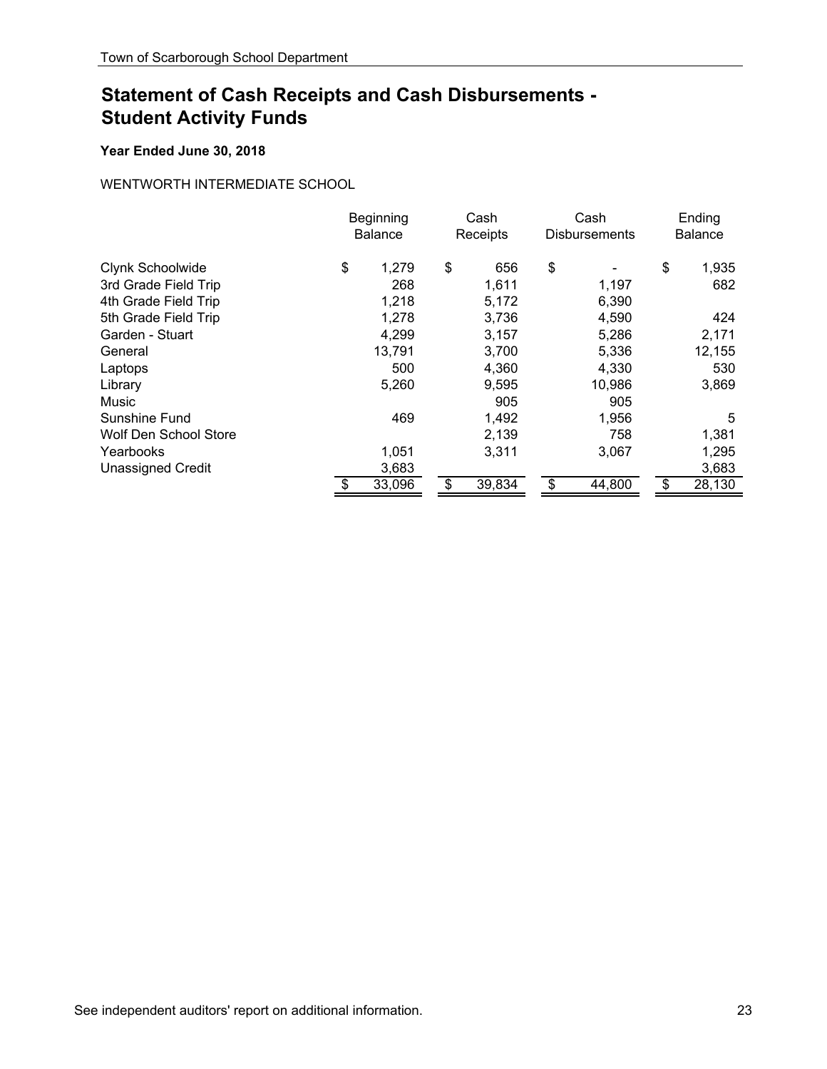# Statement of Cash Receipts and Cash Disbursements - Student Activity Funds

**Year Ended June 30, 2018**

WENTWORTH INTERMEDIATE SCHOOL

| | Beginning Balance | Cash Receipts | Cash Disbursements | Ending Balance |
|---|---|---|---|---|
| Clynk Schoolwide | $ 1,279 | $ 656 | $ - | $ 1,935 |
| 3rd Grade Field Trip | 268 | 1,611 | 1,197 | 682 |
| 4th Grade Field Trip | 1,218 | 5,172 | 6,390 | |
| 5th Grade Field Trip | 1,278 | 3,736 | 4,590 | 424 |
| Garden - Stuart | 4,299 | 3,157 | 5,286 | 2,171 |
| General | 13,791 | 3,700 | 5,336 | 12,155 |
| Laptops | 500 | 4,360 | 4,330 | 530 |
| Library | 5,260 | 9,595 | 10,986 | 3,869 |
| Music | | 905 | 905 | |
| Sunshine Fund | 469 | 1,492 | 1,956 | 5 |
| Wolf Den School Store | | 2,139 | 758 | 1,381 |
| Yearbooks | 1,051 | 3,311 | 3,067 | 1,295 |
| Unassigned Credit | 3,683 | | | 3,683 |
| | $ 33,096 | $ 39,834 | $ 44,800 | $ 28,130 |

See independent auditors' report on additional information.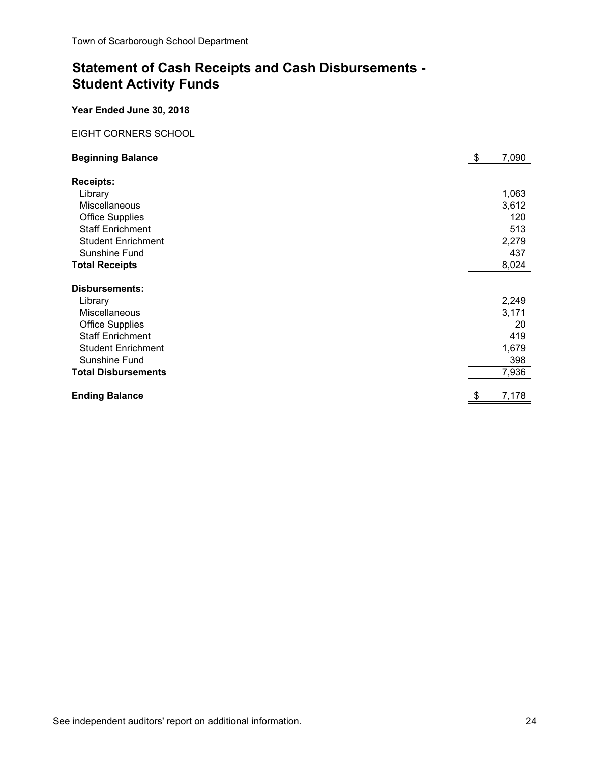## Statement of Cash Receipts and Cash Disbursements - Student Activity Funds

**Year Ended June 30, 2018**

EIGHT CORNERS SCHOOL

| | | |
|---|---|---|
| **Beginning Balance** | $ | 7,090 |
| **Receipts:** | | |
| Library | | 1,063 |
| Miscellaneous | | 3,612 |
| Office Supplies | | 120 |
| Staff Enrichment | | 513 |
| Student Enrichment | | 2,279 |
| Sunshine Fund | | 437 |
| **Total Receipts** | | 8,024 |
| **Disbursements:** | | |
| Library | | 2,249 |
| Miscellaneous | | 3,171 |
| Office Supplies | | 20 |
| Staff Enrichment | | 419 |
| Student Enrichment | | 1,679 |
| Sunshine Fund | | 398 |
| **Total Disbursements** | | 7,936 |
| **Ending Balance** | $ | 7,178 |

See independent auditors' report on additional information.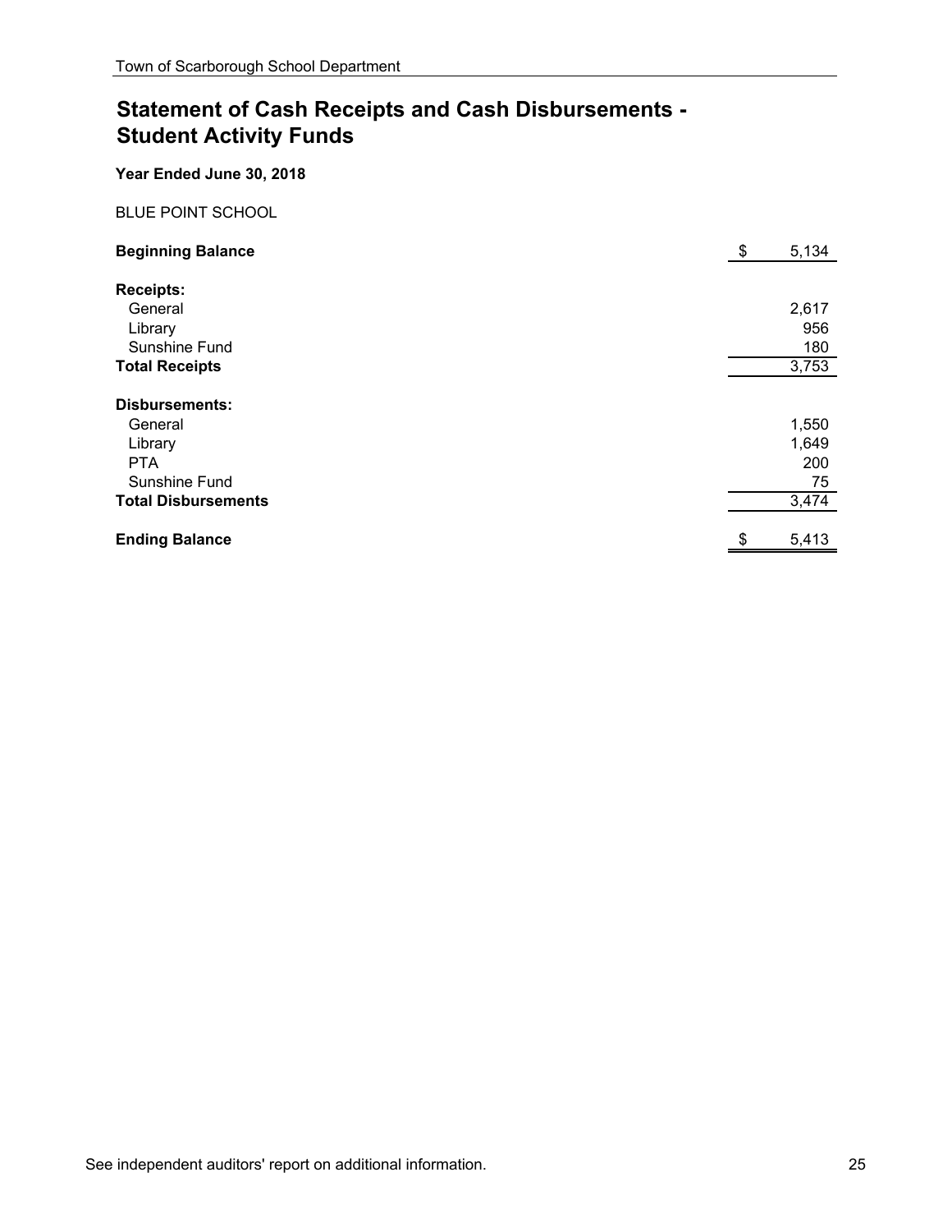# Statement of Cash Receipts and Cash Disbursements - Student Activity Funds

**Year Ended June 30, 2018**

BLUE POINT SCHOOL

| | |
|---|---|
| **Beginning Balance** | $ 5,134 |
| **Receipts:** | |
| General | 2,617 |
| Library | 956 |
| Sunshine Fund | 180 |
| **Total Receipts** | 3,753 |
| **Disbursements:** | |
| General | 1,550 |
| Library | 1,649 |
| PTA | 200 |
| Sunshine Fund | 75 |
| **Total Disbursements** | 3,474 |
| **Ending Balance** | $ 5,413 |

See independent auditors' report on additional information.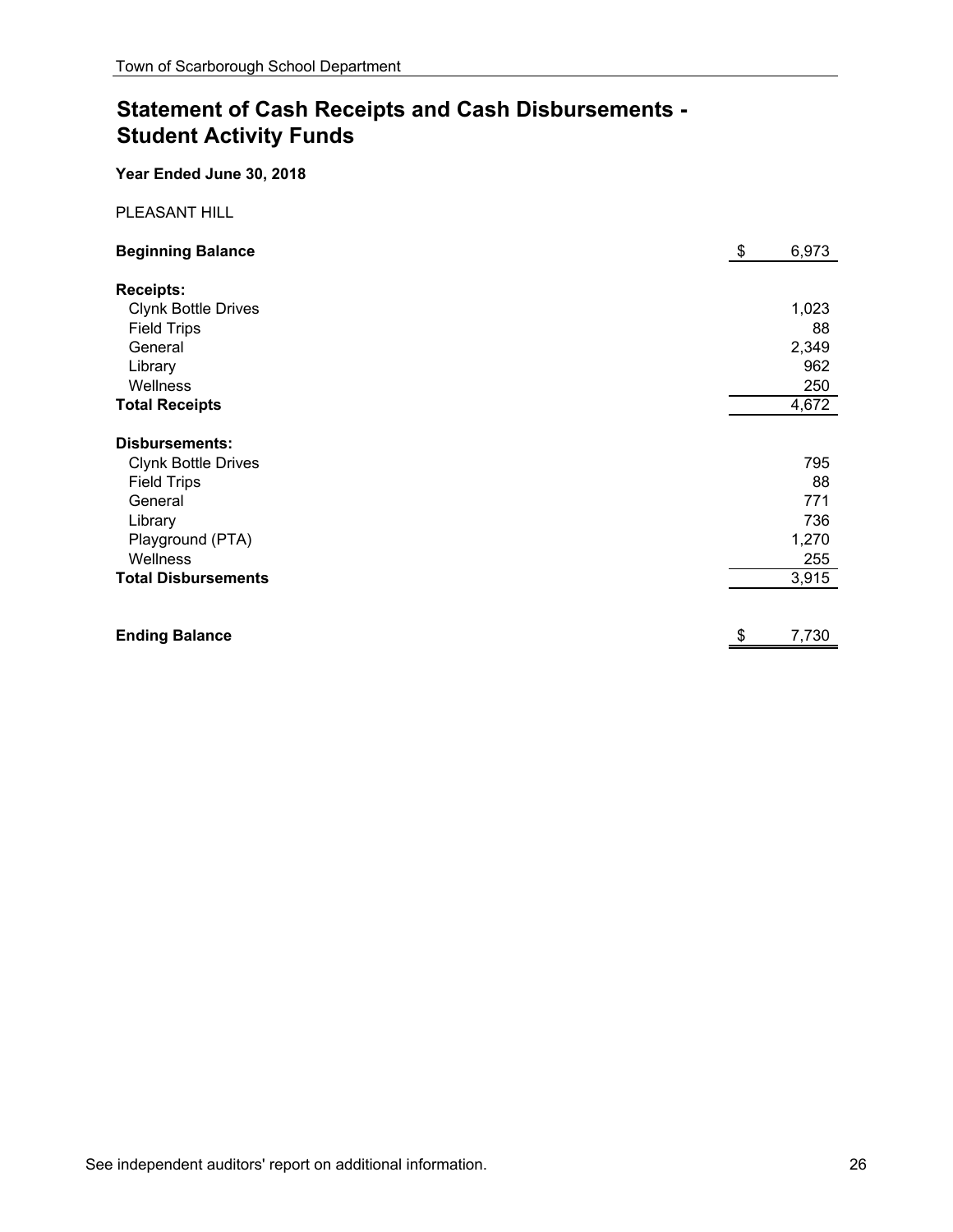## Statement of Cash Receipts and Cash Disbursements - Student Activity Funds

**Year Ended June 30, 2018**

PLEASANT HILL

| | |
|---|---|
| **Beginning Balance** | $ 6,973 |
| **Receipts:** | |
| Clynk Bottle Drives | 1,023 |
| Field Trips | 88 |
| General | 2,349 |
| Library | 962 |
| Wellness | 250 |
| **Total Receipts** | 4,672 |
| **Disbursements:** | |
| Clynk Bottle Drives | 795 |
| Field Trips | 88 |
| General | 771 |
| Library | 736 |
| Playground (PTA) | 1,270 |
| Wellness | 255 |
| **Total Disbursements** | 3,915 |
| **Ending Balance** | $ 7,730 |

See independent auditors' report on additional information.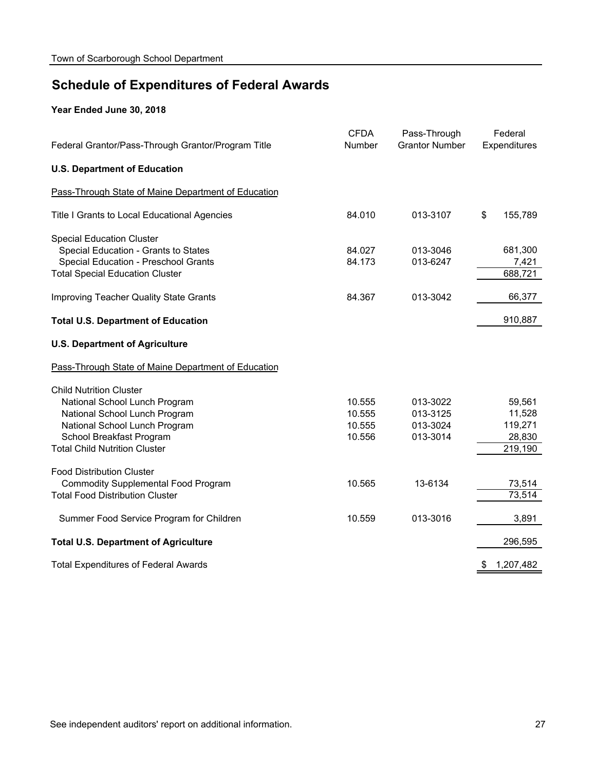Town of Scarborough School Department

## Schedule of Expenditures of Federal Awards

**Year Ended June 30, 2018**

| Federal Grantor/Pass-Through Grantor/Program Title | CFDA Number | Pass-Through Grantor Number | Federal Expenditures |
|---|---|---|---|
| **U.S. Department of Education** | | | |
| Pass-Through State of Maine Department of Education | | | |
| Title I Grants to Local Educational Agencies | 84.010 | 013-3107 | $ 155,789 |
| Special Education Cluster | | | |
| Special Education - Grants to States | 84.027 | 013-3046 | 681,300 |
| Special Education - Preschool Grants | 84.173 | 013-6247 | 7,421 |
| Total Special Education Cluster | | | 688,721 |
| Improving Teacher Quality State Grants | 84.367 | 013-3042 | 66,377 |
| **Total U.S. Department of Education** | | | 910,887 |
| **U.S. Department of Agriculture** | | | |
| Pass-Through State of Maine Department of Education | | | |
| Child Nutrition Cluster | | | |
| National School Lunch Program | 10.555 | 013-3022 | 59,561 |
| National School Lunch Program | 10.555 | 013-3125 | 11,528 |
| National School Lunch Program | 10.555 | 013-3024 | 119,271 |
| School Breakfast Program | 10.556 | 013-3014 | 28,830 |
| Total Child Nutrition Cluster | | | 219,190 |
| Food Distribution Cluster | | | |
| Commodity Supplemental Food Program | 10.565 | 13-6134 | 73,514 |
| Total Food Distribution Cluster | | | 73,514 |
| Summer Food Service Program for Children | 10.559 | 013-3016 | 3,891 |
| **Total U.S. Department of Agriculture** | | | 296,595 |
| Total Expenditures of Federal Awards | | | $ 1,207,482 |

See independent auditors' report on additional information.